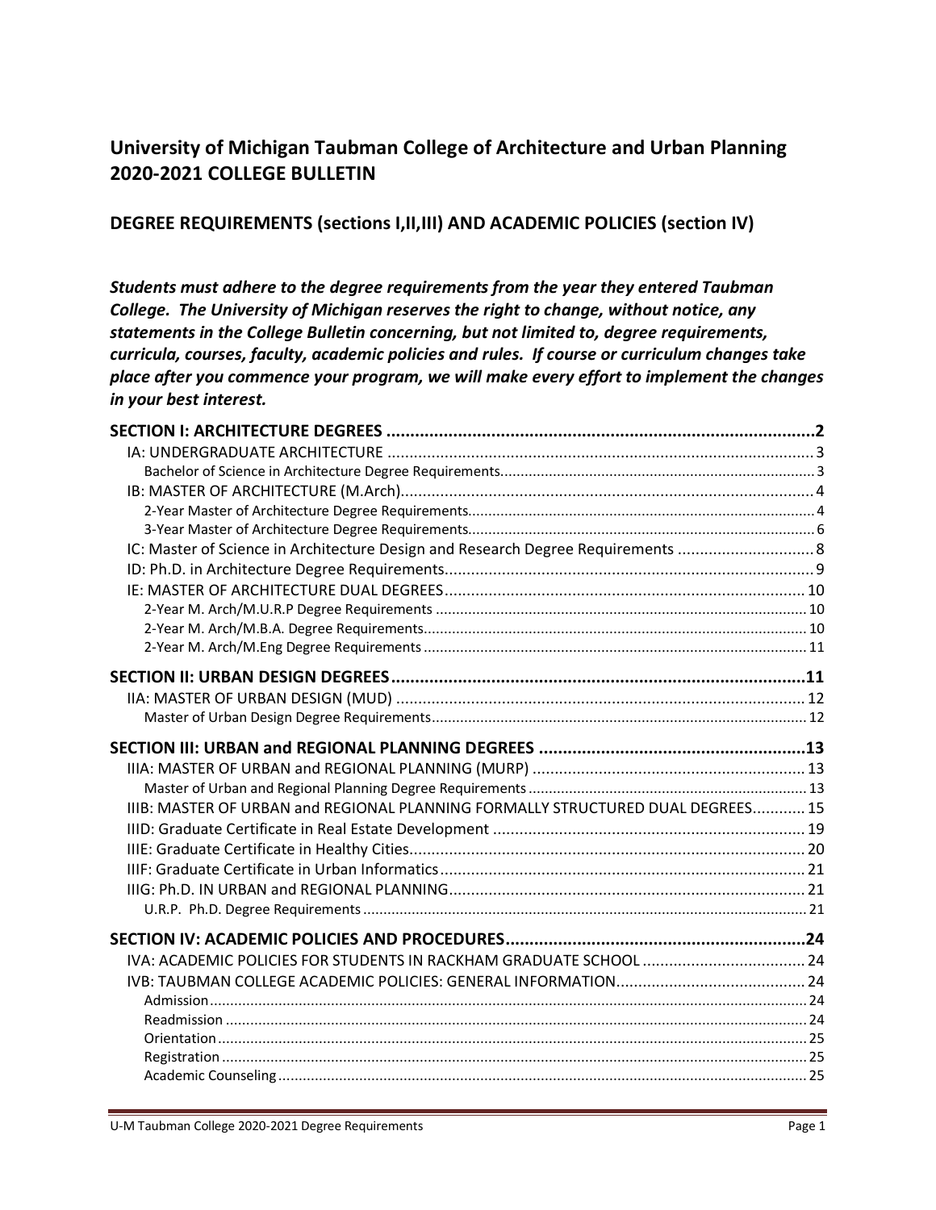# University of Michigan Taubman College of Architecture and Urban Planning 2020-2021 COLLEGE BULLETIN

## DEGREE REQUIREMENTS (sections I,II,III) AND ACADEMIC POLICIES (section IV)

***Students must adhere to the degree requirements from the year they entered Taubman College. The University of Michigan reserves the right to change, without notice, any statements in the College Bulletin concerning, but not limited to, degree requirements, curricula, courses, faculty, academic policies and rules. If course or curriculum changes take place after you commence your program, we will make every effort to implement the changes in your best interest.***

**SECTION I: ARCHITECTURE DEGREES ..... 2**
- IA: UNDERGRADUATE ARCHITECTURE ..... 3
  - Bachelor of Science in Architecture Degree Requirements ..... 3
- IB: MASTER OF ARCHITECTURE (M.Arch) ..... 4
  - 2-Year Master of Architecture Degree Requirements ..... 4
  - 3-Year Master of Architecture Degree Requirements ..... 6
- IC: Master of Science in Architecture Design and Research Degree Requirements ..... 8
- ID: Ph.D. in Architecture Degree Requirements ..... 9
- IE: MASTER OF ARCHITECTURE DUAL DEGREES ..... 10
  - 2-Year M. Arch/M.U.R.P Degree Requirements ..... 10
  - 2-Year M. Arch/M.B.A. Degree Requirements ..... 10
  - 2-Year M. Arch/M.Eng Degree Requirements ..... 11

**SECTION II: URBAN DESIGN DEGREES ..... 11**
- IIA: MASTER OF URBAN DESIGN (MUD) ..... 12
  - Master of Urban Design Degree Requirements ..... 12

**SECTION III: URBAN and REGIONAL PLANNING DEGREES ..... 13**
- IIIA: MASTER OF URBAN and REGIONAL PLANNING (MURP) ..... 13
  - Master of Urban and Regional Planning Degree Requirements ..... 13
- IIIB: MASTER OF URBAN and REGIONAL PLANNING FORMALLY STRUCTURED DUAL DEGREES ..... 15
- IIID: Graduate Certificate in Real Estate Development ..... 19
- IIIE: Graduate Certificate in Healthy Cities ..... 20
- IIIF: Graduate Certificate in Urban Informatics ..... 21
- IIIG: Ph.D. IN URBAN and REGIONAL PLANNING ..... 21
  - U.R.P. Ph.D. Degree Requirements ..... 21

**SECTION IV: ACADEMIC POLICIES AND PROCEDURES ..... 24**
- IVA: ACADEMIC POLICIES FOR STUDENTS IN RACKHAM GRADUATE SCHOOL ..... 24
- IVB: TAUBMAN COLLEGE ACADEMIC POLICIES: GENERAL INFORMATION ..... 24
  - Admission ..... 24
  - Readmission ..... 24
  - Orientation ..... 25
  - Registration ..... 25
  - Academic Counseling ..... 25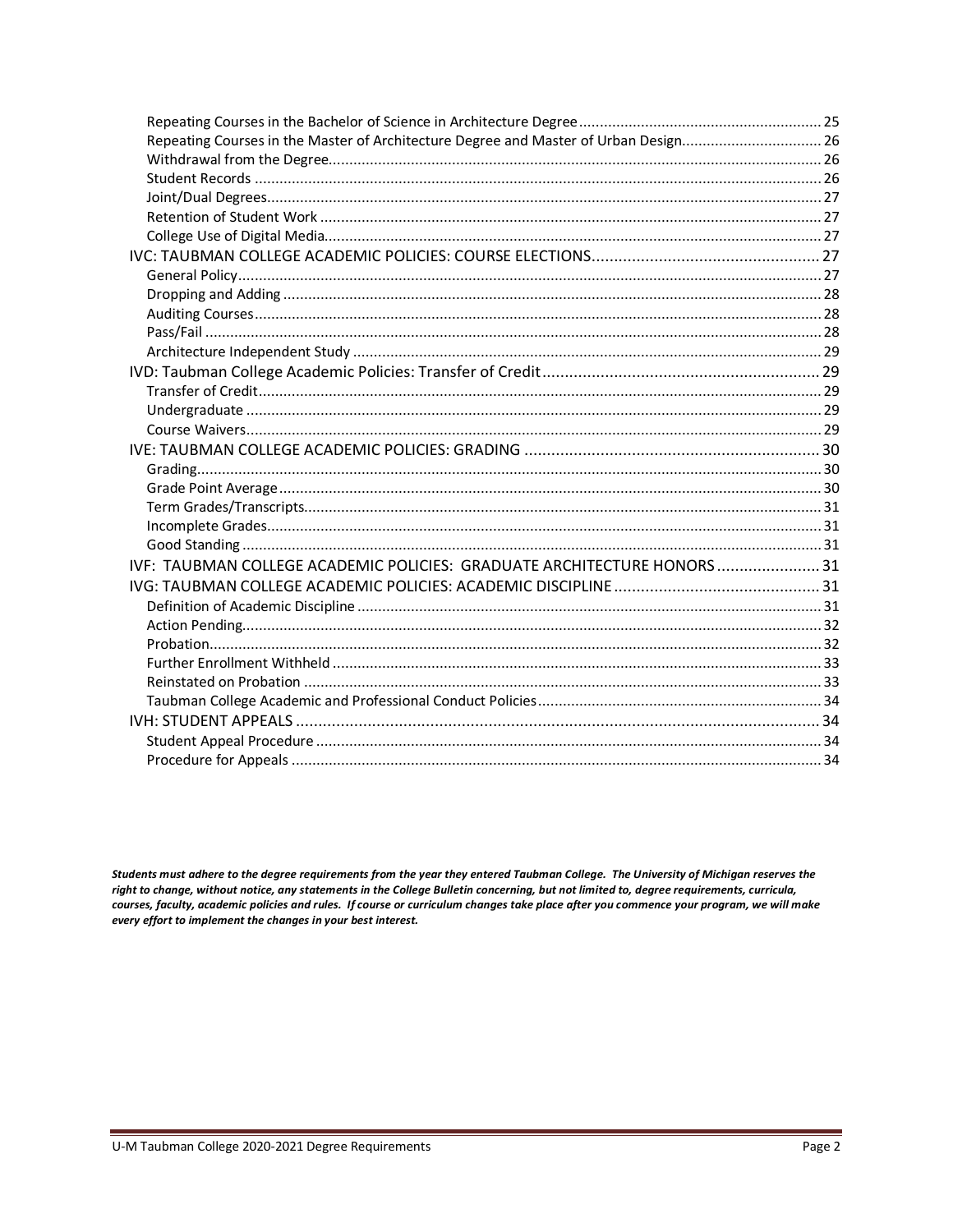Repeating Courses in the Bachelor of Science in Architecture Degree ........ 25
Repeating Courses in the Master of Architecture Degree and Master of Urban Design ........ 26
Withdrawal from the Degree ........ 26
Student Records ........ 26
Joint/Dual Degrees ........ 27
Retention of Student Work ........ 27
College Use of Digital Media ........ 27

IVC: TAUBMAN COLLEGE ACADEMIC POLICIES: COURSE ELECTIONS ........ 27
General Policy ........ 27
Dropping and Adding ........ 28
Auditing Courses ........ 28
Pass/Fail ........ 28
Architecture Independent Study ........ 29

IVD: Taubman College Academic Policies: Transfer of Credit ........ 29
Transfer of Credit ........ 29
Undergraduate ........ 29
Course Waivers ........ 29

IVE: TAUBMAN COLLEGE ACADEMIC POLICIES: GRADING ........ 30
Grading ........ 30
Grade Point Average ........ 30
Term Grades/Transcripts ........ 31
Incomplete Grades ........ 31
Good Standing ........ 31

IVF: TAUBMAN COLLEGE ACADEMIC POLICIES: GRADUATE ARCHITECTURE HONORS ........ 31

IVG: TAUBMAN COLLEGE ACADEMIC POLICIES: ACADEMIC DISCIPLINE ........ 31
Definition of Academic Discipline ........ 31
Action Pending ........ 32
Probation ........ 32
Further Enrollment Withheld ........ 33
Reinstated on Probation ........ 33
Taubman College Academic and Professional Conduct Policies ........ 34

IVH: STUDENT APPEALS ........ 34
Student Appeal Procedure ........ 34
Procedure for Appeals ........ 34

***Students must adhere to the degree requirements from the year they entered Taubman College. The University of Michigan reserves the right to change, without notice, any statements in the College Bulletin concerning, but not limited to, degree requirements, curricula, courses, faculty, academic policies and rules. If course or curriculum changes take place after you commence your program, we will make every effort to implement the changes in your best interest.***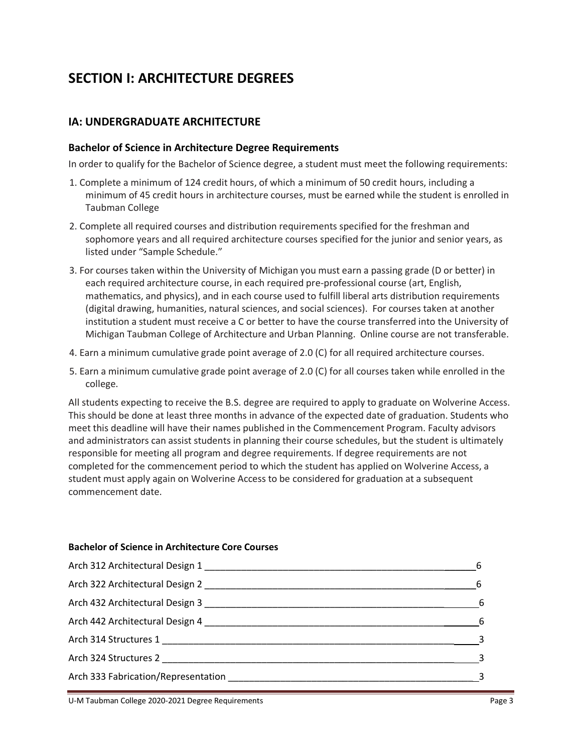# SECTION I: ARCHITECTURE DEGREES

## IA: UNDERGRADUATE ARCHITECTURE

### Bachelor of Science in Architecture Degree Requirements

In order to qualify for the Bachelor of Science degree, a student must meet the following requirements:

1. Complete a minimum of 124 credit hours, of which a minimum of 50 credit hours, including a minimum of 45 credit hours in architecture courses, must be earned while the student is enrolled in Taubman College
2. Complete all required courses and distribution requirements specified for the freshman and sophomore years and all required architecture courses specified for the junior and senior years, as listed under "Sample Schedule."
3. For courses taken within the University of Michigan you must earn a passing grade (D or better) in each required architecture course, in each required pre-professional course (art, English, mathematics, and physics), and in each course used to fulfill liberal arts distribution requirements (digital drawing, humanities, natural sciences, and social sciences). For courses taken at another institution a student must receive a C or better to have the course transferred into the University of Michigan Taubman College of Architecture and Urban Planning. Online course are not transferable.
4. Earn a minimum cumulative grade point average of 2.0 (C) for all required architecture courses.
5. Earn a minimum cumulative grade point average of 2.0 (C) for all courses taken while enrolled in the college.

All students expecting to receive the B.S. degree are required to apply to graduate on Wolverine Access. This should be done at least three months in advance of the expected date of graduation. Students who meet this deadline will have their names published in the Commencement Program. Faculty advisors and administrators can assist students in planning their course schedules, but the student is ultimately responsible for meeting all program and degree requirements. If degree requirements are not completed for the commencement period to which the student has applied on Wolverine Access, a student must apply again on Wolverine Access to be considered for graduation at a subsequent commencement date.

#### Bachelor of Science in Architecture Core Courses

| Course | Credits |
|---|---|
| Arch 312 Architectural Design 1 | 6 |
| Arch 322 Architectural Design 2 | 6 |
| Arch 432 Architectural Design 3 | 6 |
| Arch 442 Architectural Design 4 | 6 |
| Arch 314 Structures 1 | 3 |
| Arch 324 Structures 2 | 3 |
| Arch 333 Fabrication/Representation | 3 |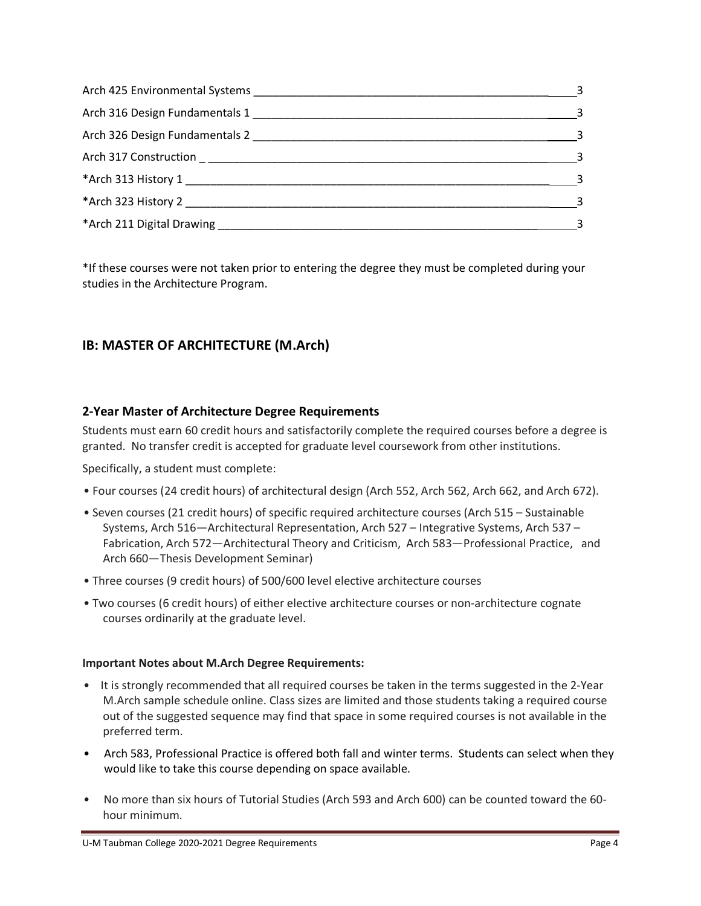| Course | Credits |
|---|---|
| Arch 425 Environmental Systems | 3 |
| Arch 316 Design Fundamentals 1 | 3 |
| Arch 326 Design Fundamentals 2 | 3 |
| Arch 317 Construction | 3 |
| *Arch 313 History 1 | 3 |
| *Arch 323 History 2 | 3 |
| *Arch 211 Digital Drawing | 3 |

*If these courses were not taken prior to entering the degree they must be completed during your studies in the Architecture Program.

## IB: MASTER OF ARCHITECTURE (M.Arch)

### 2-Year Master of Architecture Degree Requirements

Students must earn 60 credit hours and satisfactorily complete the required courses before a degree is granted. No transfer credit is accepted for graduate level coursework from other institutions.

Specifically, a student must complete:

- Four courses (24 credit hours) of architectural design (Arch 552, Arch 562, Arch 662, and Arch 672).
- Seven courses (21 credit hours) of specific required architecture courses (Arch 515 – Sustainable Systems, Arch 516—Architectural Representation, Arch 527 – Integrative Systems, Arch 537 – Fabrication, Arch 572—Architectural Theory and Criticism, Arch 583—Professional Practice, and Arch 660—Thesis Development Seminar)
- Three courses (9 credit hours) of 500/600 level elective architecture courses
- Two courses (6 credit hours) of either elective architecture courses or non-architecture cognate courses ordinarily at the graduate level.

**Important Notes about M.Arch Degree Requirements:**

- It is strongly recommended that all required courses be taken in the terms suggested in the 2-Year M.Arch sample schedule online. Class sizes are limited and those students taking a required course out of the suggested sequence may find that space in some required courses is not available in the preferred term.
- Arch 583, Professional Practice is offered both fall and winter terms. Students can select when they would like to take this course depending on space available.
- No more than six hours of Tutorial Studies (Arch 593 and Arch 600) can be counted toward the 60-hour minimum.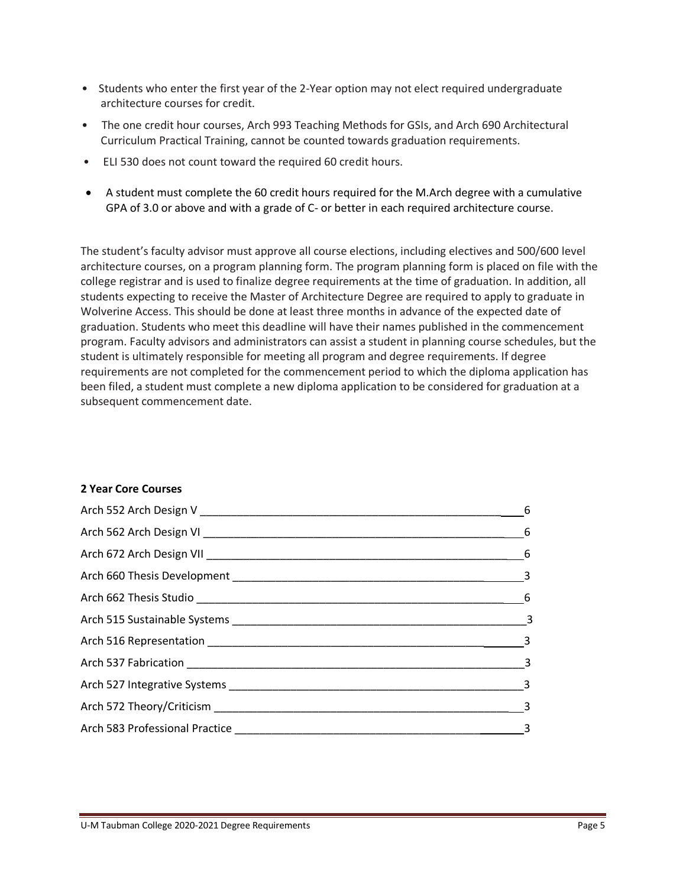- Students who enter the first year of the 2-Year option may not elect required undergraduate architecture courses for credit.
- The one credit hour courses, Arch 993 Teaching Methods for GSIs, and Arch 690 Architectural Curriculum Practical Training, cannot be counted towards graduation requirements.
- ELI 530 does not count toward the required 60 credit hours.
- A student must complete the 60 credit hours required for the M.Arch degree with a cumulative GPA of 3.0 or above and with a grade of C- or better in each required architecture course.

The student's faculty advisor must approve all course elections, including electives and 500/600 level architecture courses, on a program planning form. The program planning form is placed on file with the college registrar and is used to finalize degree requirements at the time of graduation. In addition, all students expecting to receive the Master of Architecture Degree are required to apply to graduate in Wolverine Access. This should be done at least three months in advance of the expected date of graduation. Students who meet this deadline will have their names published in the commencement program. Faculty advisors and administrators can assist a student in planning course schedules, but the student is ultimately responsible for meeting all program and degree requirements. If degree requirements are not completed for the commencement period to which the diploma application has been filed, a student must complete a new diploma application to be considered for graduation at a subsequent commencement date.

**2 Year Core Courses**

| Course | Credits |
|---|---|
| Arch 552 Arch Design V | 6 |
| Arch 562 Arch Design VI | 6 |
| Arch 672 Arch Design VII | 6 |
| Arch 660 Thesis Development | 3 |
| Arch 662 Thesis Studio | 6 |
| Arch 515 Sustainable Systems | 3 |
| Arch 516 Representation | 3 |
| Arch 537 Fabrication | 3 |
| Arch 527 Integrative Systems | 3 |
| Arch 572 Theory/Criticism | 3 |
| Arch 583 Professional Practice | 3 |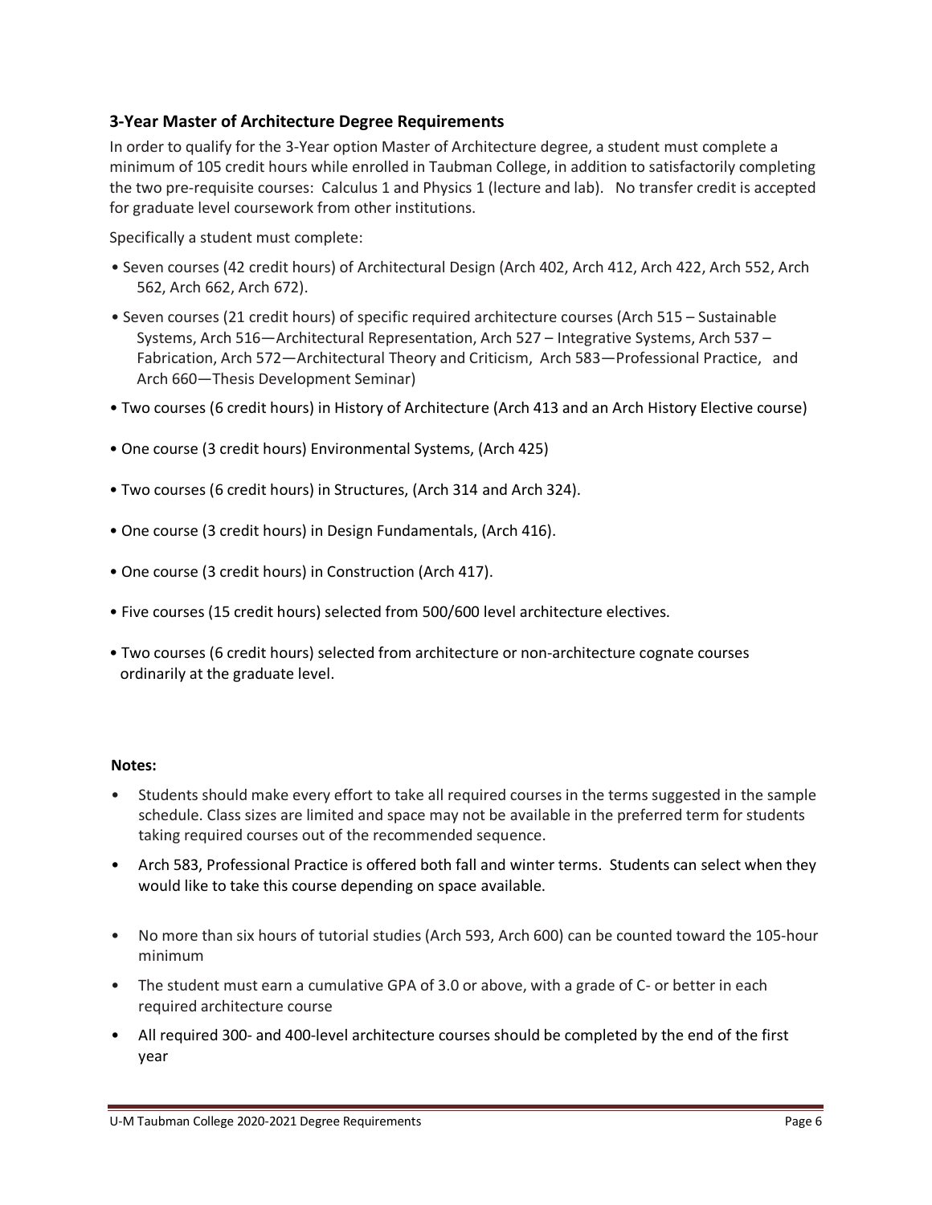### 3-Year Master of Architecture Degree Requirements

In order to qualify for the 3-Year option Master of Architecture degree, a student must complete a minimum of 105 credit hours while enrolled in Taubman College, in addition to satisfactorily completing the two pre-requisite courses: Calculus 1 and Physics 1 (lecture and lab). No transfer credit is accepted for graduate level coursework from other institutions.

Specifically a student must complete:

- Seven courses (42 credit hours) of Architectural Design (Arch 402, Arch 412, Arch 422, Arch 552, Arch 562, Arch 662, Arch 672).
- Seven courses (21 credit hours) of specific required architecture courses (Arch 515 – Sustainable Systems, Arch 516—Architectural Representation, Arch 527 – Integrative Systems, Arch 537 – Fabrication, Arch 572—Architectural Theory and Criticism, Arch 583—Professional Practice, and Arch 660—Thesis Development Seminar)
- Two courses (6 credit hours) in History of Architecture (Arch 413 and an Arch History Elective course)
- One course (3 credit hours) Environmental Systems, (Arch 425)
- Two courses (6 credit hours) in Structures, (Arch 314 and Arch 324).
- One course (3 credit hours) in Design Fundamentals, (Arch 416).
- One course (3 credit hours) in Construction (Arch 417).
- Five courses (15 credit hours) selected from 500/600 level architecture electives.
- Two courses (6 credit hours) selected from architecture or non-architecture cognate courses ordinarily at the graduate level.

**Notes:**

- Students should make every effort to take all required courses in the terms suggested in the sample schedule. Class sizes are limited and space may not be available in the preferred term for students taking required courses out of the recommended sequence.
- Arch 583, Professional Practice is offered both fall and winter terms. Students can select when they would like to take this course depending on space available.
- No more than six hours of tutorial studies (Arch 593, Arch 600) can be counted toward the 105-hour minimum
- The student must earn a cumulative GPA of 3.0 or above, with a grade of C- or better in each required architecture course
- All required 300- and 400-level architecture courses should be completed by the end of the first year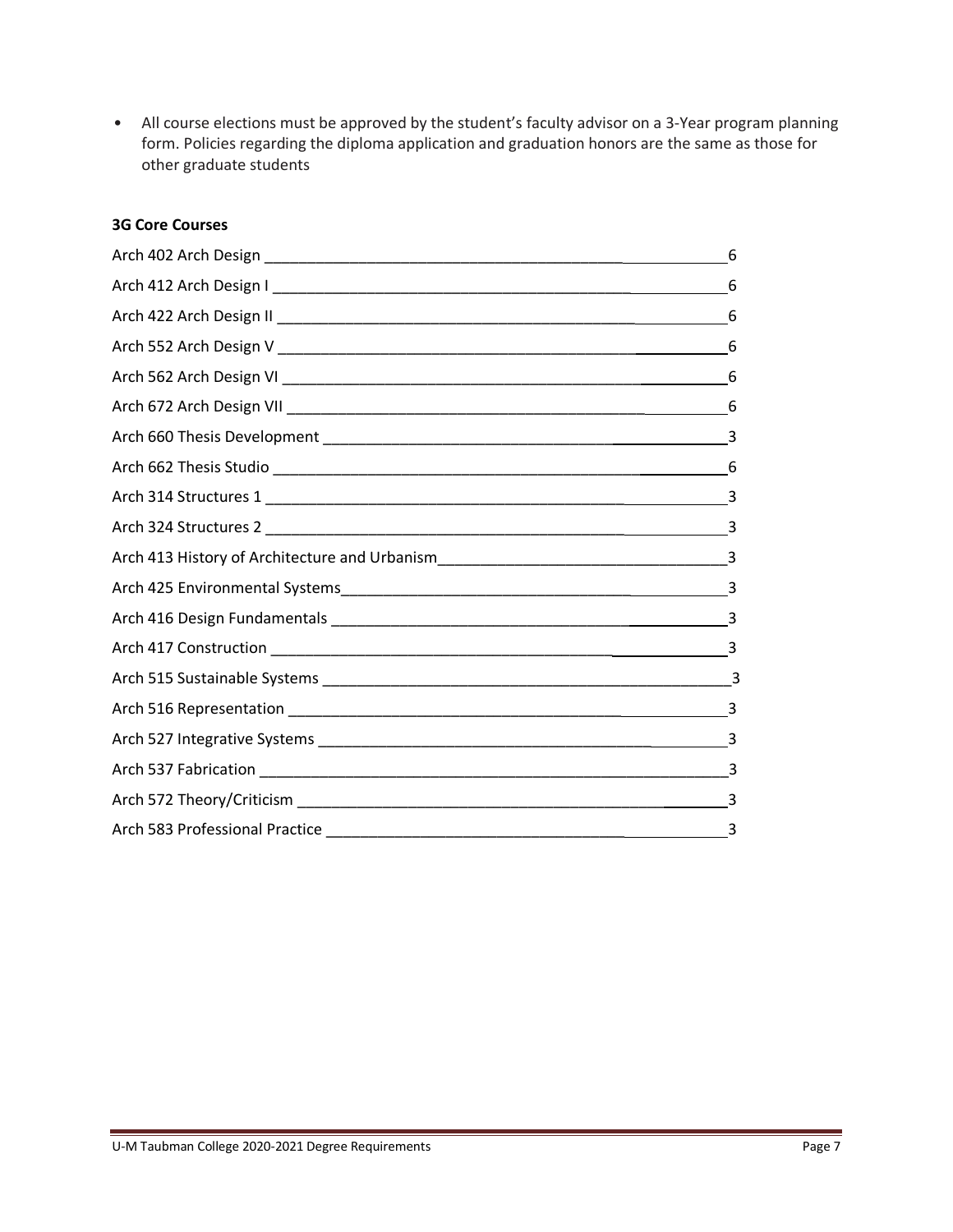- All course elections must be approved by the student's faculty advisor on a 3-Year program planning form. Policies regarding the diploma application and graduation honors are the same as those for other graduate students

**3G Core Courses**

| Course | Credits |
| --- | --- |
| Arch 402 Arch Design | 6 |
| Arch 412 Arch Design I | 6 |
| Arch 422 Arch Design II | 6 |
| Arch 552 Arch Design V | 6 |
| Arch 562 Arch Design VI | 6 |
| Arch 672 Arch Design VII | 6 |
| Arch 660 Thesis Development | 3 |
| Arch 662 Thesis Studio | 6 |
| Arch 314 Structures 1 | 3 |
| Arch 324 Structures 2 | 3 |
| Arch 413 History of Architecture and Urbanism | 3 |
| Arch 425 Environmental Systems | 3 |
| Arch 416 Design Fundamentals | 3 |
| Arch 417 Construction | 3 |
| Arch 515 Sustainable Systems | 3 |
| Arch 516 Representation | 3 |
| Arch 527 Integrative Systems | 3 |
| Arch 537 Fabrication | 3 |
| Arch 572 Theory/Criticism | 3 |
| Arch 583 Professional Practice | 3 |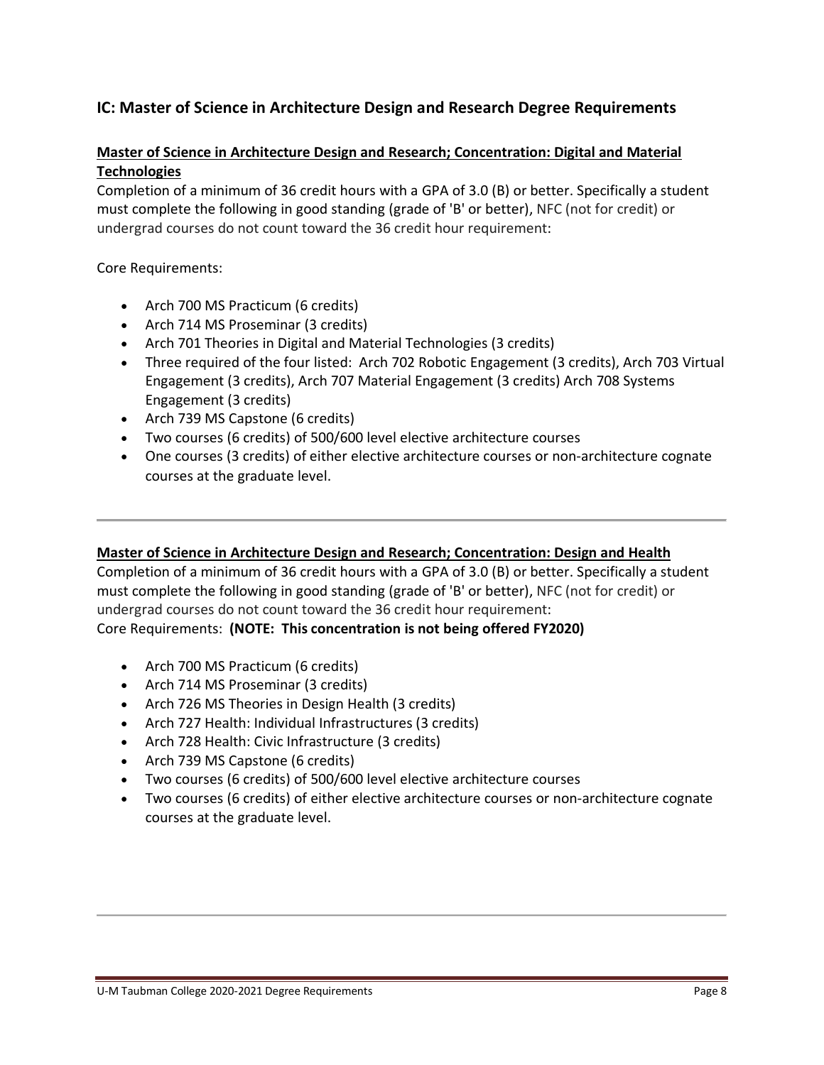## IC: Master of Science in Architecture Design and Research Degree Requirements

**Master of Science in Architecture Design and Research; Concentration: Digital and Material Technologies**

Completion of a minimum of 36 credit hours with a GPA of 3.0 (B) or better. Specifically a student must complete the following in good standing (grade of 'B' or better), NFC (not for credit) or undergrad courses do not count toward the 36 credit hour requirement:

Core Requirements:

- Arch 700 MS Practicum (6 credits)
- Arch 714 MS Proseminar (3 credits)
- Arch 701 Theories in Digital and Material Technologies (3 credits)
- Three required of the four listed: Arch 702 Robotic Engagement (3 credits), Arch 703 Virtual Engagement (3 credits), Arch 707 Material Engagement (3 credits) Arch 708 Systems Engagement (3 credits)
- Arch 739 MS Capstone (6 credits)
- Two courses (6 credits) of 500/600 level elective architecture courses
- One courses (3 credits) of either elective architecture courses or non-architecture cognate courses at the graduate level.

---

**Master of Science in Architecture Design and Research; Concentration: Design and Health**

Completion of a minimum of 36 credit hours with a GPA of 3.0 (B) or better. Specifically a student must complete the following in good standing (grade of 'B' or better), NFC (not for credit) or undergrad courses do not count toward the 36 credit hour requirement:

Core Requirements: **(NOTE: This concentration is not being offered FY2020)**

- Arch 700 MS Practicum (6 credits)
- Arch 714 MS Proseminar (3 credits)
- Arch 726 MS Theories in Design Health (3 credits)
- Arch 727 Health: Individual Infrastructures (3 credits)
- Arch 728 Health: Civic Infrastructure (3 credits)
- Arch 739 MS Capstone (6 credits)
- Two courses (6 credits) of 500/600 level elective architecture courses
- Two courses (6 credits) of either elective architecture courses or non-architecture cognate courses at the graduate level.

---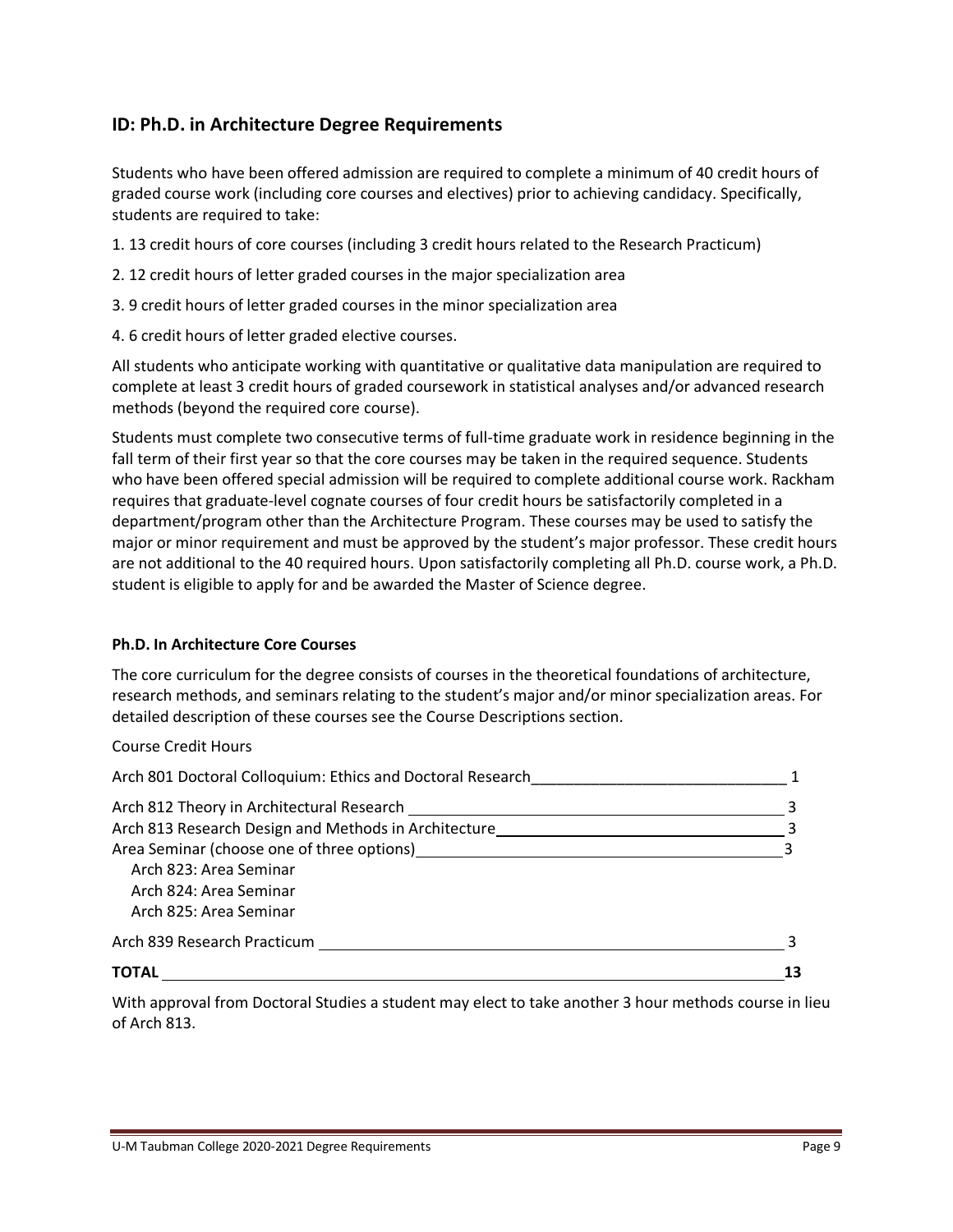## ID: Ph.D. in Architecture Degree Requirements

Students who have been offered admission are required to complete a minimum of 40 credit hours of graded course work (including core courses and electives) prior to achieving candidacy. Specifically, students are required to take:

1. 13 credit hours of core courses (including 3 credit hours related to the Research Practicum)
2. 12 credit hours of letter graded courses in the major specialization area
3. 9 credit hours of letter graded courses in the minor specialization area
4. 6 credit hours of letter graded elective courses.

All students who anticipate working with quantitative or qualitative data manipulation are required to complete at least 3 credit hours of graded coursework in statistical analyses and/or advanced research methods (beyond the required core course).

Students must complete two consecutive terms of full-time graduate work in residence beginning in the fall term of their first year so that the core courses may be taken in the required sequence. Students who have been offered special admission will be required to complete additional course work. Rackham requires that graduate-level cognate courses of four credit hours be satisfactorily completed in a department/program other than the Architecture Program. These courses may be used to satisfy the major or minor requirement and must be approved by the student's major professor. These credit hours are not additional to the 40 required hours. Upon satisfactorily completing all Ph.D. course work, a Ph.D. student is eligible to apply for and be awarded the Master of Science degree.

#### Ph.D. In Architecture Core Courses

The core curriculum for the degree consists of courses in the theoretical foundations of architecture, research methods, and seminars relating to the student's major and/or minor specialization areas. For detailed description of these courses see the Course Descriptions section.

| Course | Credit Hours |
|---|---|
| Arch 801 Doctoral Colloquium: Ethics and Doctoral Research | 1 |
| Arch 812 Theory in Architectural Research | 3 |
| Arch 813 Research Design and Methods in Architecture | 3 |
| Area Seminar (choose one of three options)<br>Arch 823: Area Seminar<br>Arch 824: Area Seminar<br>Arch 825: Area Seminar | 3 |
| Arch 839 Research Practicum | 3 |
| **TOTAL** | **13** |

With approval from Doctoral Studies a student may elect to take another 3 hour methods course in lieu of Arch 813.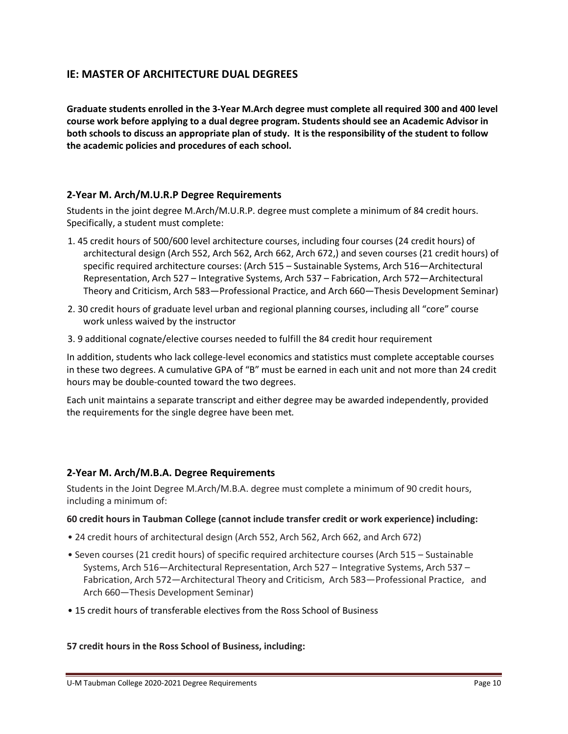## IE: MASTER OF ARCHITECTURE DUAL DEGREES

**Graduate students enrolled in the 3-Year M.Arch degree must complete all required 300 and 400 level course work before applying to a dual degree program. Students should see an Academic Advisor in both schools to discuss an appropriate plan of study. It is the responsibility of the student to follow the academic policies and procedures of each school.**

### 2-Year M. Arch/M.U.R.P Degree Requirements

Students in the joint degree M.Arch/M.U.R.P. degree must complete a minimum of 84 credit hours. Specifically, a student must complete:

1. 45 credit hours of 500/600 level architecture courses, including four courses (24 credit hours) of architectural design (Arch 552, Arch 562, Arch 662, Arch 672,) and seven courses (21 credit hours) of specific required architecture courses: (Arch 515 – Sustainable Systems, Arch 516—Architectural Representation, Arch 527 – Integrative Systems, Arch 537 – Fabrication, Arch 572—Architectural Theory and Criticism, Arch 583—Professional Practice, and Arch 660—Thesis Development Seminar)
2. 30 credit hours of graduate level urban and regional planning courses, including all "core" course work unless waived by the instructor
3. 9 additional cognate/elective courses needed to fulfill the 84 credit hour requirement

In addition, students who lack college-level economics and statistics must complete acceptable courses in these two degrees. A cumulative GPA of "B" must be earned in each unit and not more than 24 credit hours may be double-counted toward the two degrees.

Each unit maintains a separate transcript and either degree may be awarded independently, provided the requirements for the single degree have been met.

### 2-Year M. Arch/M.B.A. Degree Requirements

Students in the Joint Degree M.Arch/M.B.A. degree must complete a minimum of 90 credit hours, including a minimum of:

**60 credit hours in Taubman College (cannot include transfer credit or work experience) including:**

- 24 credit hours of architectural design (Arch 552, Arch 562, Arch 662, and Arch 672)
- Seven courses (21 credit hours) of specific required architecture courses (Arch 515 – Sustainable Systems, Arch 516—Architectural Representation, Arch 527 – Integrative Systems, Arch 537 – Fabrication, Arch 572—Architectural Theory and Criticism, Arch 583—Professional Practice, and Arch 660—Thesis Development Seminar)
- 15 credit hours of transferable electives from the Ross School of Business

**57 credit hours in the Ross School of Business, including:**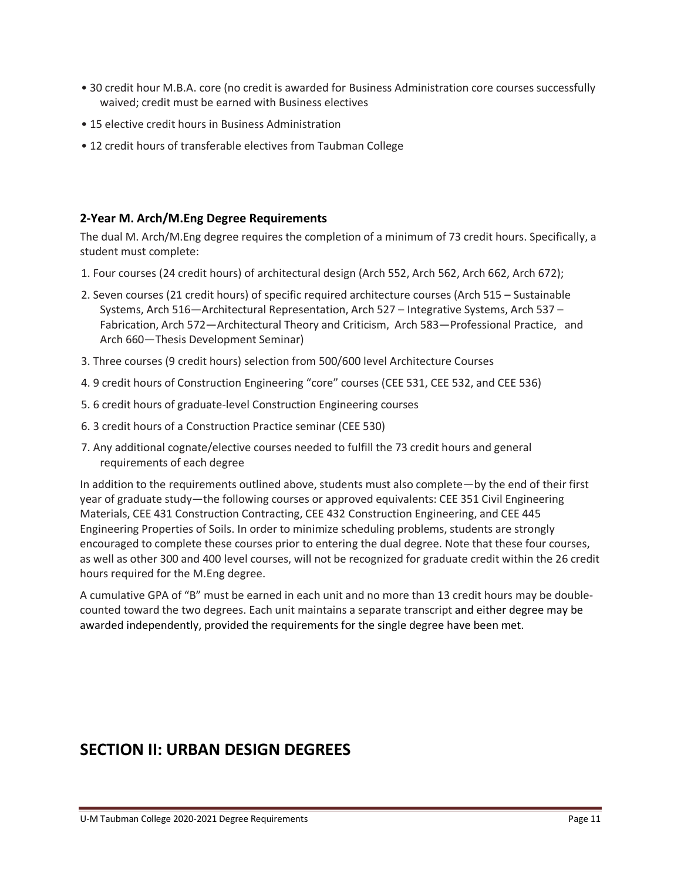- 30 credit hour M.B.A. core (no credit is awarded for Business Administration core courses successfully waived; credit must be earned with Business electives
- 15 elective credit hours in Business Administration
- 12 credit hours of transferable electives from Taubman College

### 2-Year M. Arch/M.Eng Degree Requirements

The dual M. Arch/M.Eng degree requires the completion of a minimum of 73 credit hours. Specifically, a student must complete:

1. Four courses (24 credit hours) of architectural design (Arch 552, Arch 562, Arch 662, Arch 672);
2. Seven courses (21 credit hours) of specific required architecture courses (Arch 515 – Sustainable Systems, Arch 516—Architectural Representation, Arch 527 – Integrative Systems, Arch 537 – Fabrication, Arch 572—Architectural Theory and Criticism, Arch 583—Professional Practice, and Arch 660—Thesis Development Seminar)
3. Three courses (9 credit hours) selection from 500/600 level Architecture Courses
4. 9 credit hours of Construction Engineering "core" courses (CEE 531, CEE 532, and CEE 536)
5. 6 credit hours of graduate-level Construction Engineering courses
6. 3 credit hours of a Construction Practice seminar (CEE 530)
7. Any additional cognate/elective courses needed to fulfill the 73 credit hours and general requirements of each degree

In addition to the requirements outlined above, students must also complete—by the end of their first year of graduate study—the following courses or approved equivalents: CEE 351 Civil Engineering Materials, CEE 431 Construction Contracting, CEE 432 Construction Engineering, and CEE 445 Engineering Properties of Soils. In order to minimize scheduling problems, students are strongly encouraged to complete these courses prior to entering the dual degree. Note that these four courses, as well as other 300 and 400 level courses, will not be recognized for graduate credit within the 26 credit hours required for the M.Eng degree.

A cumulative GPA of "B" must be earned in each unit and no more than 13 credit hours may be double-counted toward the two degrees. Each unit maintains a separate transcript and either degree may be awarded independently, provided the requirements for the single degree have been met.

## SECTION II: URBAN DESIGN DEGREES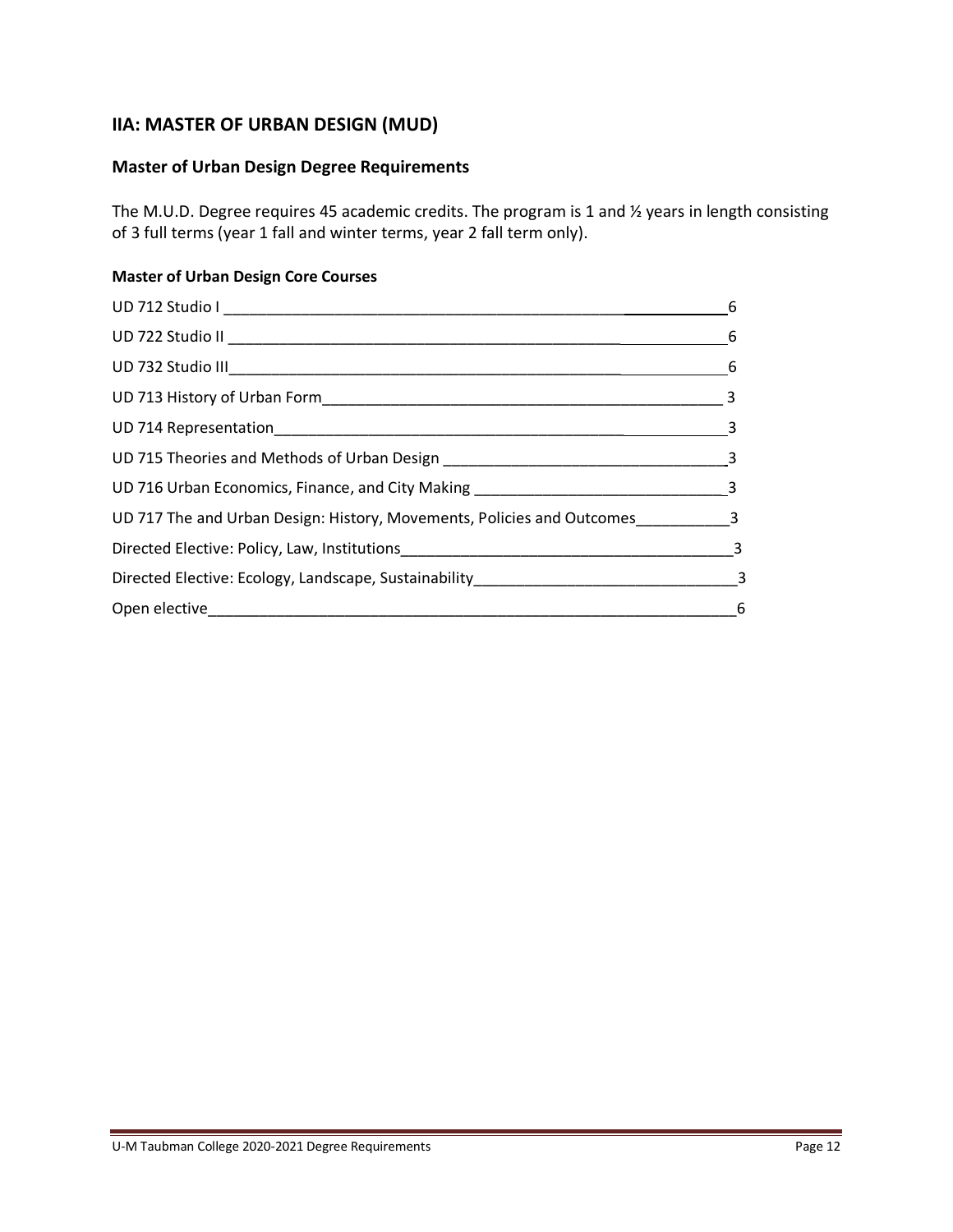## IIA: MASTER OF URBAN DESIGN (MUD)

### Master of Urban Design Degree Requirements

The M.U.D. Degree requires 45 academic credits. The program is 1 and ½ years in length consisting of 3 full terms (year 1 fall and winter terms, year 2 fall term only).

#### Master of Urban Design Core Courses

| Course | Credits |
|---|---|
| UD 712 Studio I | 6 |
| UD 722 Studio II | 6 |
| UD 732 Studio III | 6 |
| UD 713 History of Urban Form | 3 |
| UD 714 Representation | 3 |
| UD 715 Theories and Methods of Urban Design | 3 |
| UD 716 Urban Economics, Finance, and City Making | 3 |
| UD 717 The and Urban Design: History, Movements, Policies and Outcomes | 3 |
| Directed Elective: Policy, Law, Institutions | 3 |
| Directed Elective: Ecology, Landscape, Sustainability | 3 |
| Open elective | 6 |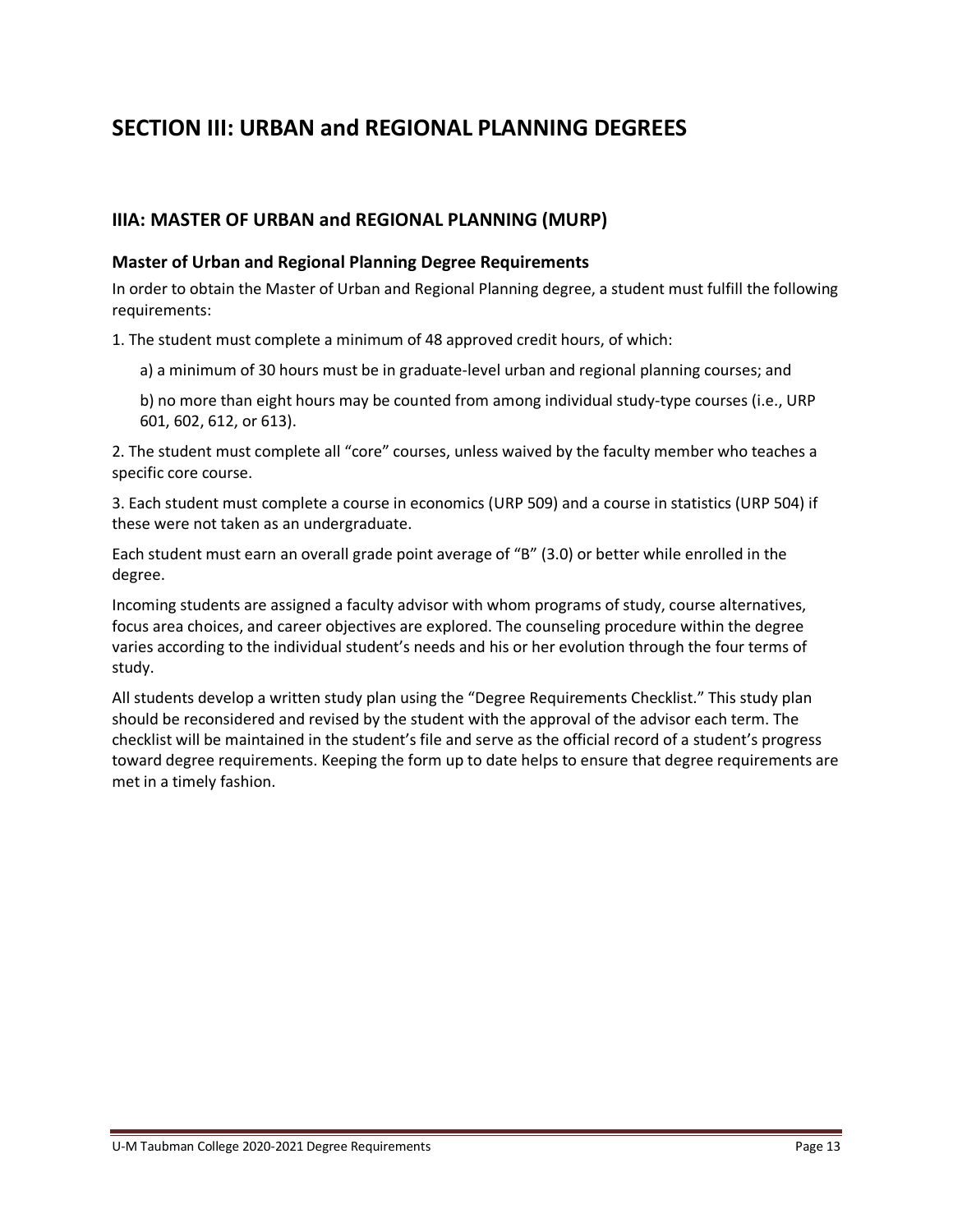# SECTION III: URBAN and REGIONAL PLANNING DEGREES

## IIIA: MASTER OF URBAN and REGIONAL PLANNING (MURP)

### Master of Urban and Regional Planning Degree Requirements

In order to obtain the Master of Urban and Regional Planning degree, a student must fulfill the following requirements:

1. The student must complete a minimum of 48 approved credit hours, of which:

   a) a minimum of 30 hours must be in graduate-level urban and regional planning courses; and

   b) no more than eight hours may be counted from among individual study-type courses (i.e., URP 601, 602, 612, or 613).

2. The student must complete all "core" courses, unless waived by the faculty member who teaches a specific core course.

3. Each student must complete a course in economics (URP 509) and a course in statistics (URP 504) if these were not taken as an undergraduate.

Each student must earn an overall grade point average of "B" (3.0) or better while enrolled in the degree.

Incoming students are assigned a faculty advisor with whom programs of study, course alternatives, focus area choices, and career objectives are explored. The counseling procedure within the degree varies according to the individual student's needs and his or her evolution through the four terms of study.

All students develop a written study plan using the "Degree Requirements Checklist." This study plan should be reconsidered and revised by the student with the approval of the advisor each term. The checklist will be maintained in the student's file and serve as the official record of a student's progress toward degree requirements. Keeping the form up to date helps to ensure that degree requirements are met in a timely fashion.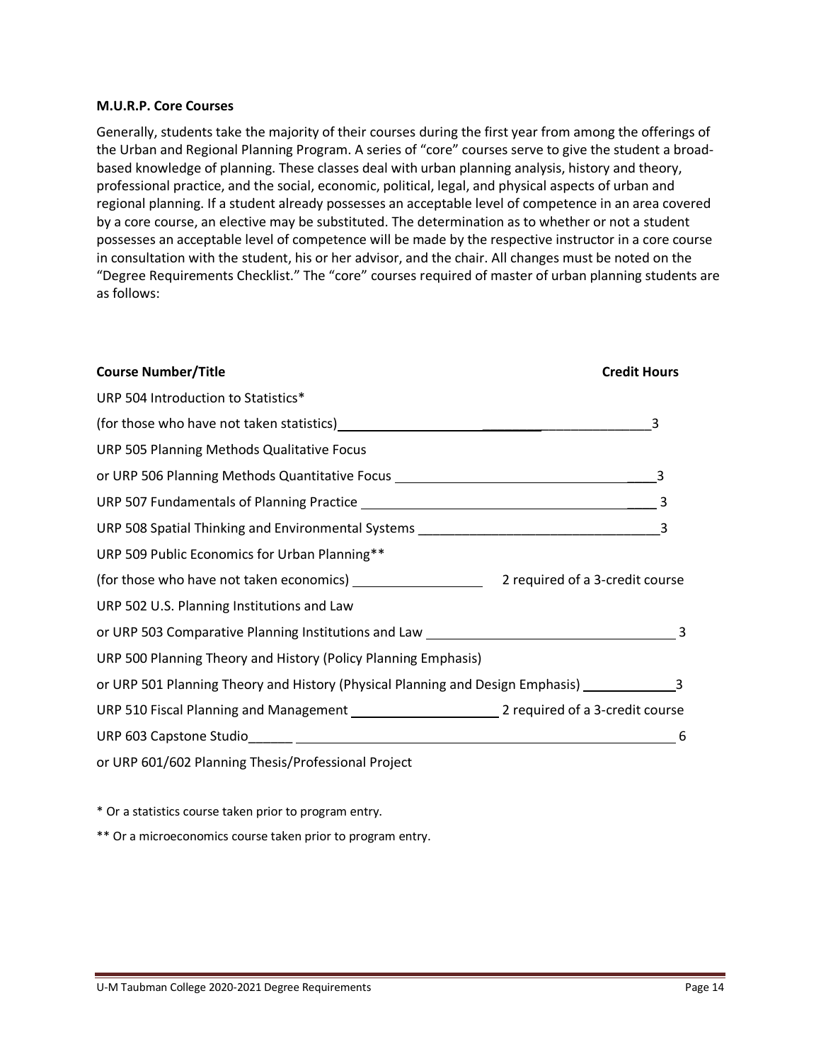**M.U.R.P. Core Courses**

Generally, students take the majority of their courses during the first year from among the offerings of the Urban and Regional Planning Program. A series of "core" courses serve to give the student a broad-based knowledge of planning. These classes deal with urban planning analysis, history and theory, professional practice, and the social, economic, political, legal, and physical aspects of urban and regional planning. If a student already possesses an acceptable level of competence in an area covered by a core course, an elective may be substituted. The determination as to whether or not a student possesses an acceptable level of competence will be made by the respective instructor in a core course in consultation with the student, his or her advisor, and the chair. All changes must be noted on the "Degree Requirements Checklist." The "core" courses required of master of urban planning students are as follows:

| Course Number/Title | Credit Hours |
|---|---|
| URP 504 Introduction to Statistics* (for those who have not taken statistics) | 3 |
| URP 505 Planning Methods Qualitative Focus or URP 506 Planning Methods Quantitative Focus | 3 |
| URP 507 Fundamentals of Planning Practice | 3 |
| URP 508 Spatial Thinking and Environmental Systems | 3 |
| URP 509 Public Economics for Urban Planning** (for those who have not taken economics) | 2 required of a 3-credit course |
| URP 502 U.S. Planning Institutions and Law or URP 503 Comparative Planning Institutions and Law | 3 |
| URP 500 Planning Theory and History (Policy Planning Emphasis) or URP 501 Planning Theory and History (Physical Planning and Design Emphasis) | 3 |
| URP 510 Fiscal Planning and Management | 2 required of a 3-credit course |
| URP 603 Capstone Studio or URP 601/602 Planning Thesis/Professional Project | 6 |

\* Or a statistics course taken prior to program entry.

** Or a microeconomics course taken prior to program entry.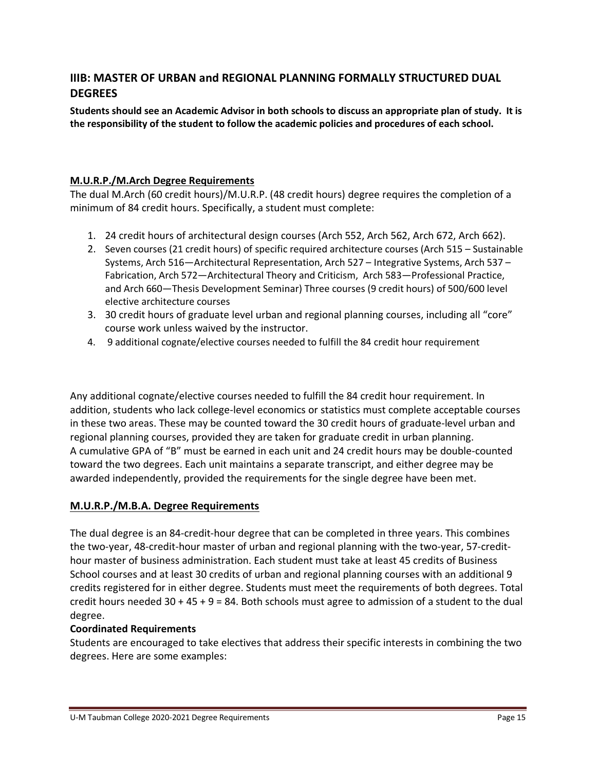## IIIB: MASTER OF URBAN and REGIONAL PLANNING FORMALLY STRUCTURED DUAL DEGREES

**Students should see an Academic Advisor in both schools to discuss an appropriate plan of study. It is the responsibility of the student to follow the academic policies and procedures of each school.**

### M.U.R.P./M.Arch Degree Requirements

The dual M.Arch (60 credit hours)/M.U.R.P. (48 credit hours) degree requires the completion of a minimum of 84 credit hours. Specifically, a student must complete:

1. 24 credit hours of architectural design courses (Arch 552, Arch 562, Arch 672, Arch 662).
2. Seven courses (21 credit hours) of specific required architecture courses (Arch 515 – Sustainable Systems, Arch 516—Architectural Representation, Arch 527 – Integrative Systems, Arch 537 – Fabrication, Arch 572—Architectural Theory and Criticism, Arch 583—Professional Practice, and Arch 660—Thesis Development Seminar) Three courses (9 credit hours) of 500/600 level elective architecture courses
3. 30 credit hours of graduate level urban and regional planning courses, including all "core" course work unless waived by the instructor.
4. 9 additional cognate/elective courses needed to fulfill the 84 credit hour requirement

Any additional cognate/elective courses needed to fulfill the 84 credit hour requirement. In addition, students who lack college-level economics or statistics must complete acceptable courses in these two areas. These may be counted toward the 30 credit hours of graduate-level urban and regional planning courses, provided they are taken for graduate credit in urban planning. A cumulative GPA of "B" must be earned in each unit and 24 credit hours may be double-counted toward the two degrees. Each unit maintains a separate transcript, and either degree may be awarded independently, provided the requirements for the single degree have been met.

### M.U.R.P./M.B.A. Degree Requirements

The dual degree is an 84-credit-hour degree that can be completed in three years. This combines the two-year, 48-credit-hour master of urban and regional planning with the two-year, 57-credit-hour master of business administration. Each student must take at least 45 credits of Business School courses and at least 30 credits of urban and regional planning courses with an additional 9 credits registered for in either degree. Students must meet the requirements of both degrees. Total credit hours needed 30 + 45 + 9 = 84. Both schools must agree to admission of a student to the dual degree.

**Coordinated Requirements**

Students are encouraged to take electives that address their specific interests in combining the two degrees. Here are some examples: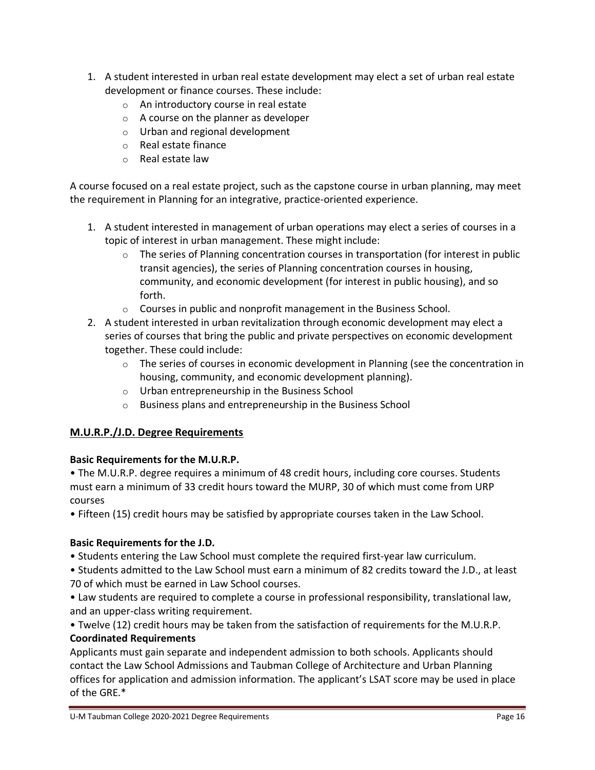1. A student interested in urban real estate development may elect a set of urban real estate development or finance courses. These include:
    - An introductory course in real estate
    - A course on the planner as developer
    - Urban and regional development
    - Real estate finance
    - Real estate law

A course focused on a real estate project, such as the capstone course in urban planning, may meet the requirement in Planning for an integrative, practice-oriented experience.

1. A student interested in management of urban operations may elect a series of courses in a topic of interest in urban management. These might include:
    - The series of Planning concentration courses in transportation (for interest in public transit agencies), the series of Planning concentration courses in housing, community, and economic development (for interest in public housing), and so forth.
    - Courses in public and nonprofit management in the Business School.
2. A student interested in urban revitalization through economic development may elect a series of courses that bring the public and private perspectives on economic development together. These could include:
    - The series of courses in economic development in Planning (see the concentration in housing, community, and economic development planning).
    - Urban entrepreneurship in the Business School
    - Business plans and entrepreneurship in the Business School

## M.U.R.P./J.D. Degree Requirements

**Basic Requirements for the M.U.R.P.**

• The M.U.R.P. degree requires a minimum of 48 credit hours, including core courses. Students must earn a minimum of 33 credit hours toward the MURP, 30 of which must come from URP courses

• Fifteen (15) credit hours may be satisfied by appropriate courses taken in the Law School.

**Basic Requirements for the J.D.**

• Students entering the Law School must complete the required first-year law curriculum.

• Students admitted to the Law School must earn a minimum of 82 credits toward the J.D., at least 70 of which must be earned in Law School courses.

• Law students are required to complete a course in professional responsibility, translational law, and an upper-class writing requirement.

• Twelve (12) credit hours may be taken from the satisfaction of requirements for the M.U.R.P.

**Coordinated Requirements**

Applicants must gain separate and independent admission to both schools. Applicants should contact the Law School Admissions and Taubman College of Architecture and Urban Planning offices for application and admission information. The applicant's LSAT score may be used in place of the GRE.*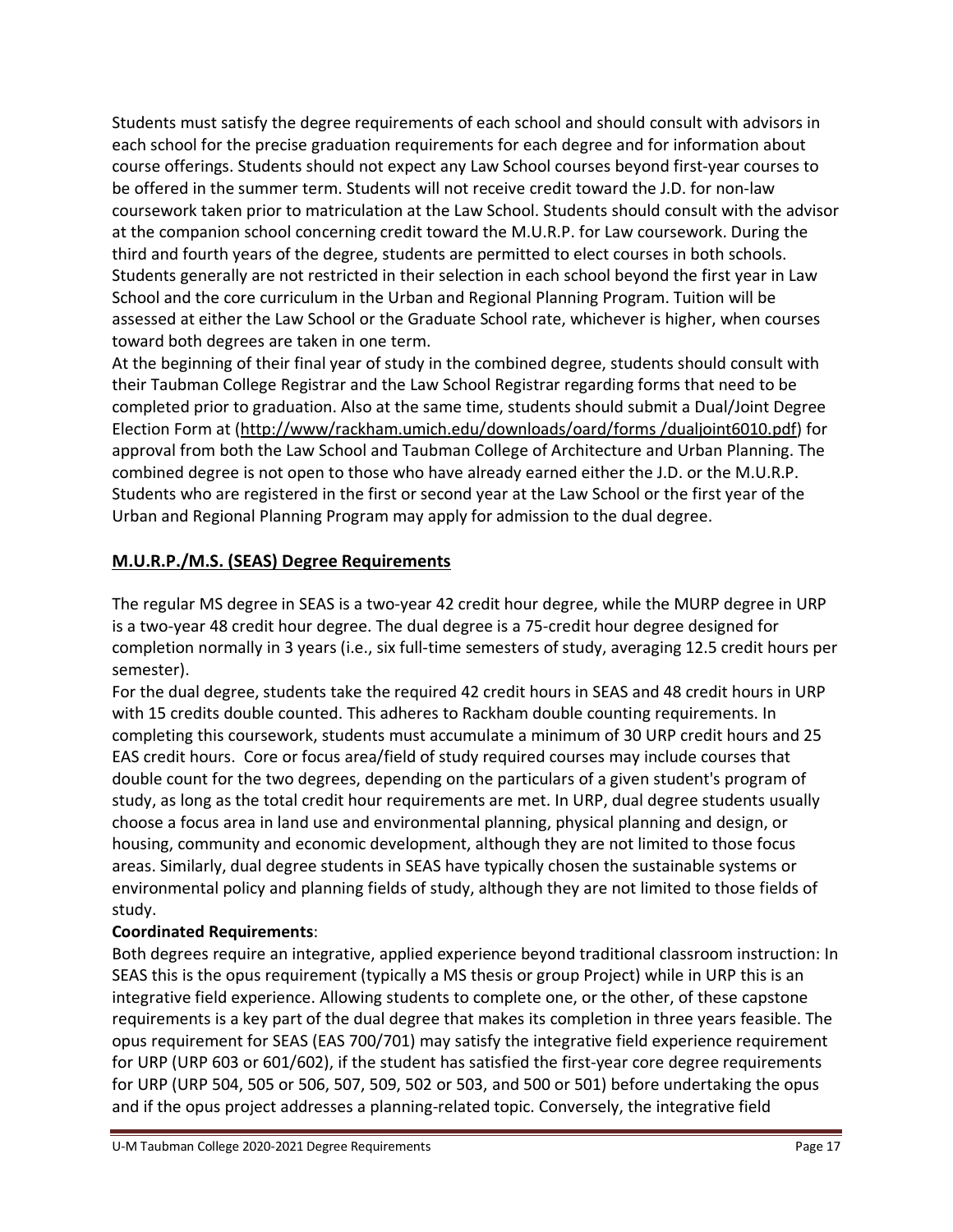Students must satisfy the degree requirements of each school and should consult with advisors in each school for the precise graduation requirements for each degree and for information about course offerings. Students should not expect any Law School courses beyond first-year courses to be offered in the summer term. Students will not receive credit toward the J.D. for non-law coursework taken prior to matriculation at the Law School. Students should consult with the advisor at the companion school concerning credit toward the M.U.R.P. for Law coursework. During the third and fourth years of the degree, students are permitted to elect courses in both schools. Students generally are not restricted in their selection in each school beyond the first year in Law School and the core curriculum in the Urban and Regional Planning Program. Tuition will be assessed at either the Law School or the Graduate School rate, whichever is higher, when courses toward both degrees are taken in one term.

At the beginning of their final year of study in the combined degree, students should consult with their Taubman College Registrar and the Law School Registrar regarding forms that need to be completed prior to graduation. Also at the same time, students should submit a Dual/Joint Degree Election Form at (http://www/rackham.umich.edu/downloads/oard/forms /dualjoint6010.pdf) for approval from both the Law School and Taubman College of Architecture and Urban Planning. The combined degree is not open to those who have already earned either the J.D. or the M.U.R.P. Students who are registered in the first or second year at the Law School or the first year of the Urban and Regional Planning Program may apply for admission to the dual degree.

## M.U.R.P./M.S. (SEAS) Degree Requirements

The regular MS degree in SEAS is a two-year 42 credit hour degree, while the MURP degree in URP is a two-year 48 credit hour degree. The dual degree is a 75-credit hour degree designed for completion normally in 3 years (i.e., six full-time semesters of study, averaging 12.5 credit hours per semester).

For the dual degree, students take the required 42 credit hours in SEAS and 48 credit hours in URP with 15 credits double counted. This adheres to Rackham double counting requirements. In completing this coursework, students must accumulate a minimum of 30 URP credit hours and 25 EAS credit hours. Core or focus area/field of study required courses may include courses that double count for the two degrees, depending on the particulars of a given student's program of study, as long as the total credit hour requirements are met. In URP, dual degree students usually choose a focus area in land use and environmental planning, physical planning and design, or housing, community and economic development, although they are not limited to those focus areas. Similarly, dual degree students in SEAS have typically chosen the sustainable systems or environmental policy and planning fields of study, although they are not limited to those fields of study.

**Coordinated Requirements**:

Both degrees require an integrative, applied experience beyond traditional classroom instruction: In SEAS this is the opus requirement (typically a MS thesis or group Project) while in URP this is an integrative field experience. Allowing students to complete one, or the other, of these capstone requirements is a key part of the dual degree that makes its completion in three years feasible. The opus requirement for SEAS (EAS 700/701) may satisfy the integrative field experience requirement for URP (URP 603 or 601/602), if the student has satisfied the first-year core degree requirements for URP (URP 504, 505 or 506, 507, 509, 502 or 503, and 500 or 501) before undertaking the opus and if the opus project addresses a planning-related topic. Conversely, the integrative field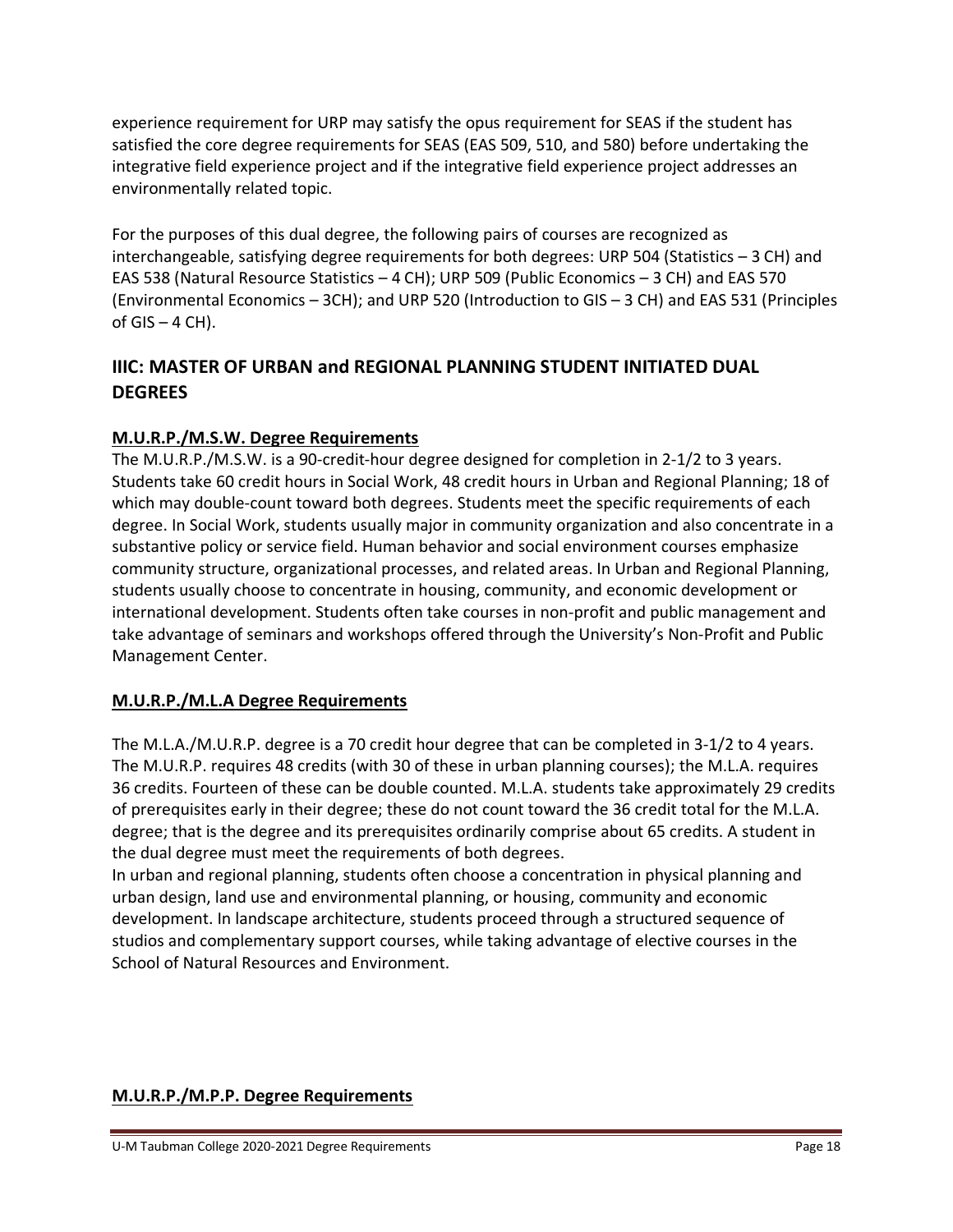experience requirement for URP may satisfy the opus requirement for SEAS if the student has satisfied the core degree requirements for SEAS (EAS 509, 510, and 580) before undertaking the integrative field experience project and if the integrative field experience project addresses an environmentally related topic.

For the purposes of this dual degree, the following pairs of courses are recognized as interchangeable, satisfying degree requirements for both degrees: URP 504 (Statistics – 3 CH) and EAS 538 (Natural Resource Statistics – 4 CH); URP 509 (Public Economics – 3 CH) and EAS 570 (Environmental Economics – 3CH); and URP 520 (Introduction to GIS – 3 CH) and EAS 531 (Principles of GIS – 4 CH).

## IIIC: MASTER OF URBAN and REGIONAL PLANNING STUDENT INITIATED DUAL DEGREES

### M.U.R.P./M.S.W. Degree Requirements

The M.U.R.P./M.S.W. is a 90-credit-hour degree designed for completion in 2-1/2 to 3 years. Students take 60 credit hours in Social Work, 48 credit hours in Urban and Regional Planning; 18 of which may double-count toward both degrees. Students meet the specific requirements of each degree. In Social Work, students usually major in community organization and also concentrate in a substantive policy or service field. Human behavior and social environment courses emphasize community structure, organizational processes, and related areas. In Urban and Regional Planning, students usually choose to concentrate in housing, community, and economic development or international development. Students often take courses in non-profit and public management and take advantage of seminars and workshops offered through the University's Non-Profit and Public Management Center.

### M.U.R.P./M.L.A Degree Requirements

The M.L.A./M.U.R.P. degree is a 70 credit hour degree that can be completed in 3-1/2 to 4 years. The M.U.R.P. requires 48 credits (with 30 of these in urban planning courses); the M.L.A. requires 36 credits. Fourteen of these can be double counted. M.L.A. students take approximately 29 credits of prerequisites early in their degree; these do not count toward the 36 credit total for the M.L.A. degree; that is the degree and its prerequisites ordinarily comprise about 65 credits. A student in the dual degree must meet the requirements of both degrees.

In urban and regional planning, students often choose a concentration in physical planning and urban design, land use and environmental planning, or housing, community and economic development. In landscape architecture, students proceed through a structured sequence of studios and complementary support courses, while taking advantage of elective courses in the School of Natural Resources and Environment.

### M.U.R.P./M.P.P. Degree Requirements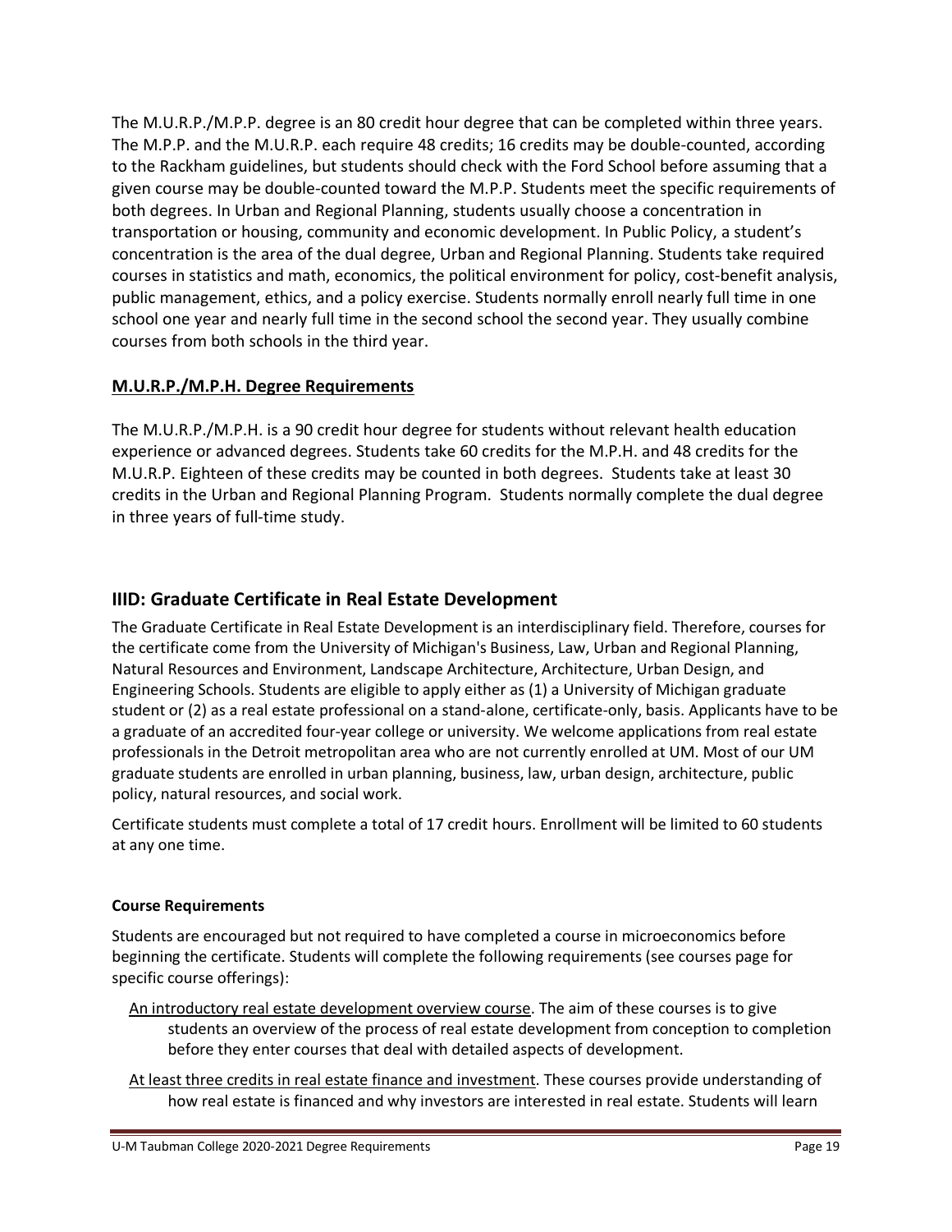The M.U.R.P./M.P.P. degree is an 80 credit hour degree that can be completed within three years. The M.P.P. and the M.U.R.P. each require 48 credits; 16 credits may be double-counted, according to the Rackham guidelines, but students should check with the Ford School before assuming that a given course may be double-counted toward the M.P.P. Students meet the specific requirements of both degrees. In Urban and Regional Planning, students usually choose a concentration in transportation or housing, community and economic development. In Public Policy, a student's concentration is the area of the dual degree, Urban and Regional Planning. Students take required courses in statistics and math, economics, the political environment for policy, cost-benefit analysis, public management, ethics, and a policy exercise. Students normally enroll nearly full time in one school one year and nearly full time in the second school the second year. They usually combine courses from both schools in the third year.

### M.U.R.P./M.P.H. Degree Requirements

The M.U.R.P./M.P.H. is a 90 credit hour degree for students without relevant health education experience or advanced degrees. Students take 60 credits for the M.P.H. and 48 credits for the M.U.R.P. Eighteen of these credits may be counted in both degrees. Students take at least 30 credits in the Urban and Regional Planning Program. Students normally complete the dual degree in three years of full-time study.

## IIID: Graduate Certificate in Real Estate Development

The Graduate Certificate in Real Estate Development is an interdisciplinary field. Therefore, courses for the certificate come from the University of Michigan's Business, Law, Urban and Regional Planning, Natural Resources and Environment, Landscape Architecture, Architecture, Urban Design, and Engineering Schools. Students are eligible to apply either as (1) a University of Michigan graduate student or (2) as a real estate professional on a stand-alone, certificate-only, basis. Applicants have to be a graduate of an accredited four-year college or university. We welcome applications from real estate professionals in the Detroit metropolitan area who are not currently enrolled at UM. Most of our UM graduate students are enrolled in urban planning, business, law, urban design, architecture, public policy, natural resources, and social work.

Certificate students must complete a total of 17 credit hours. Enrollment will be limited to 60 students at any one time.

#### Course Requirements

Students are encouraged but not required to have completed a course in microeconomics before beginning the certificate. Students will complete the following requirements (see courses page for specific course offerings):

An introductory real estate development overview course. The aim of these courses is to give students an overview of the process of real estate development from conception to completion before they enter courses that deal with detailed aspects of development.

At least three credits in real estate finance and investment. These courses provide understanding of how real estate is financed and why investors are interested in real estate. Students will learn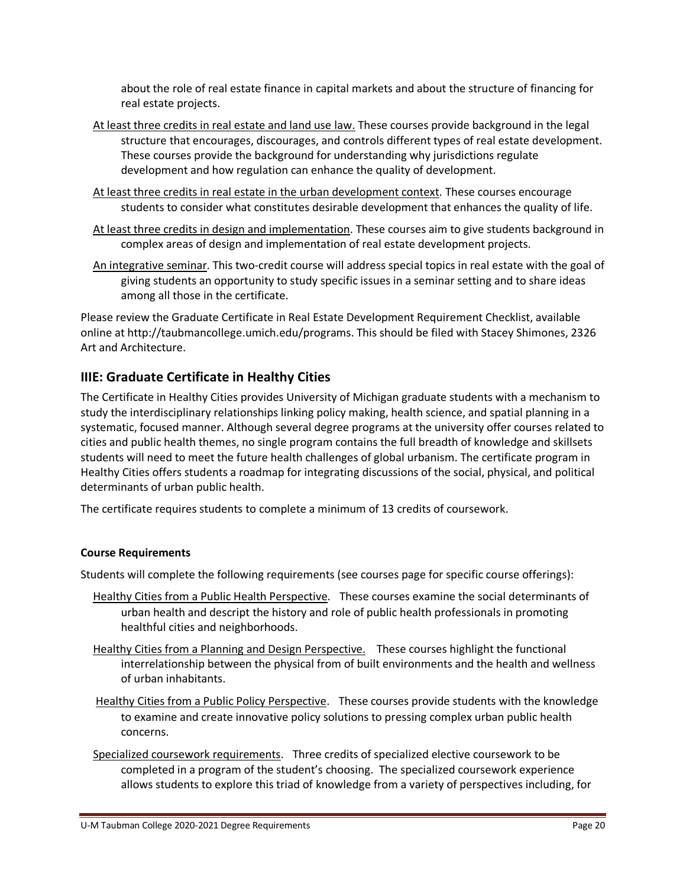about the role of real estate finance in capital markets and about the structure of financing for real estate projects.

At least three credits in real estate and land use law. These courses provide background in the legal structure that encourages, discourages, and controls different types of real estate development. These courses provide the background for understanding why jurisdictions regulate development and how regulation can enhance the quality of development.

At least three credits in real estate in the urban development context. These courses encourage students to consider what constitutes desirable development that enhances the quality of life.

At least three credits in design and implementation. These courses aim to give students background in complex areas of design and implementation of real estate development projects.

An integrative seminar. This two-credit course will address special topics in real estate with the goal of giving students an opportunity to study specific issues in a seminar setting and to share ideas among all those in the certificate.

Please review the Graduate Certificate in Real Estate Development Requirement Checklist, available online at http://taubmancollege.umich.edu/programs. This should be filed with Stacey Shimones, 2326 Art and Architecture.

## IIIE: Graduate Certificate in Healthy Cities

The Certificate in Healthy Cities provides University of Michigan graduate students with a mechanism to study the interdisciplinary relationships linking policy making, health science, and spatial planning in a systematic, focused manner. Although several degree programs at the university offer courses related to cities and public health themes, no single program contains the full breadth of knowledge and skillsets students will need to meet the future health challenges of global urbanism. The certificate program in Healthy Cities offers students a roadmap for integrating discussions of the social, physical, and political determinants of urban public health.

The certificate requires students to complete a minimum of 13 credits of coursework.

**Course Requirements**

Students will complete the following requirements (see courses page for specific course offerings):

Healthy Cities from a Public Health Perspective. These courses examine the social determinants of urban health and descript the history and role of public health professionals in promoting healthful cities and neighborhoods.

Healthy Cities from a Planning and Design Perspective. These courses highlight the functional interrelationship between the physical from of built environments and the health and wellness of urban inhabitants.

Healthy Cities from a Public Policy Perspective. These courses provide students with the knowledge to examine and create innovative policy solutions to pressing complex urban public health concerns.

Specialized coursework requirements. Three credits of specialized elective coursework to be completed in a program of the student's choosing. The specialized coursework experience allows students to explore this triad of knowledge from a variety of perspectives including, for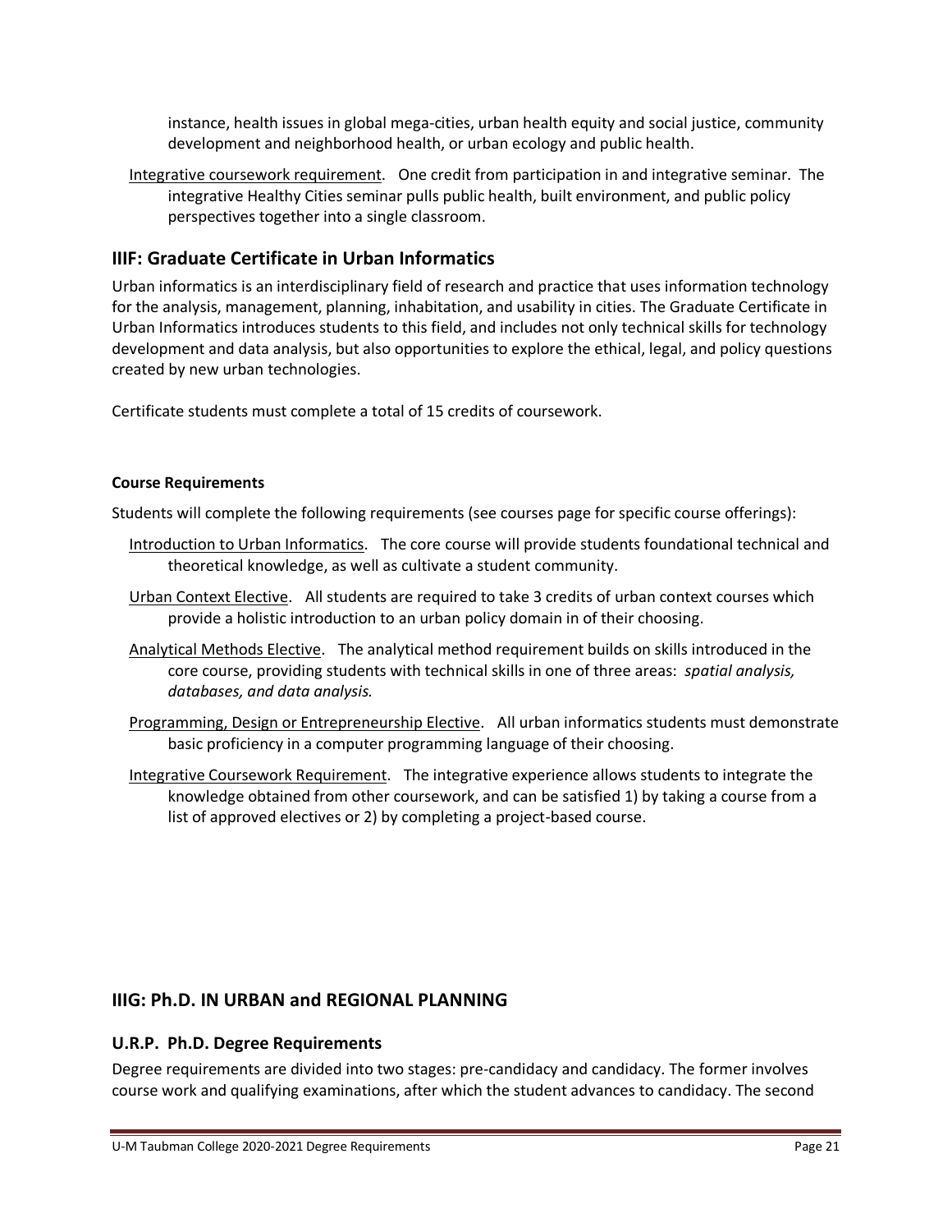instance, health issues in global mega-cities, urban health equity and social justice, community development and neighborhood health, or urban ecology and public health.

Integrative coursework requirement. One credit from participation in and integrative seminar. The integrative Healthy Cities seminar pulls public health, built environment, and public policy perspectives together into a single classroom.

## IIIF: Graduate Certificate in Urban Informatics

Urban informatics is an interdisciplinary field of research and practice that uses information technology for the analysis, management, planning, inhabitation, and usability in cities. The Graduate Certificate in Urban Informatics introduces students to this field, and includes not only technical skills for technology development and data analysis, but also opportunities to explore the ethical, legal, and policy questions created by new urban technologies.

Certificate students must complete a total of 15 credits of coursework.

**Course Requirements**

Students will complete the following requirements (see courses page for specific course offerings):

Introduction to Urban Informatics. The core course will provide students foundational technical and theoretical knowledge, as well as cultivate a student community.

Urban Context Elective. All students are required to take 3 credits of urban context courses which provide a holistic introduction to an urban policy domain in of their choosing.

Analytical Methods Elective. The analytical method requirement builds on skills introduced in the core course, providing students with technical skills in one of three areas: *spatial analysis, databases, and data analysis.*

Programming, Design or Entrepreneurship Elective. All urban informatics students must demonstrate basic proficiency in a computer programming language of their choosing.

Integrative Coursework Requirement. The integrative experience allows students to integrate the knowledge obtained from other coursework, and can be satisfied 1) by taking a course from a list of approved electives or 2) by completing a project-based course.

## IIIG: Ph.D. IN URBAN and REGIONAL PLANNING

### U.R.P. Ph.D. Degree Requirements

Degree requirements are divided into two stages: pre-candidacy and candidacy. The former involves course work and qualifying examinations, after which the student advances to candidacy. The second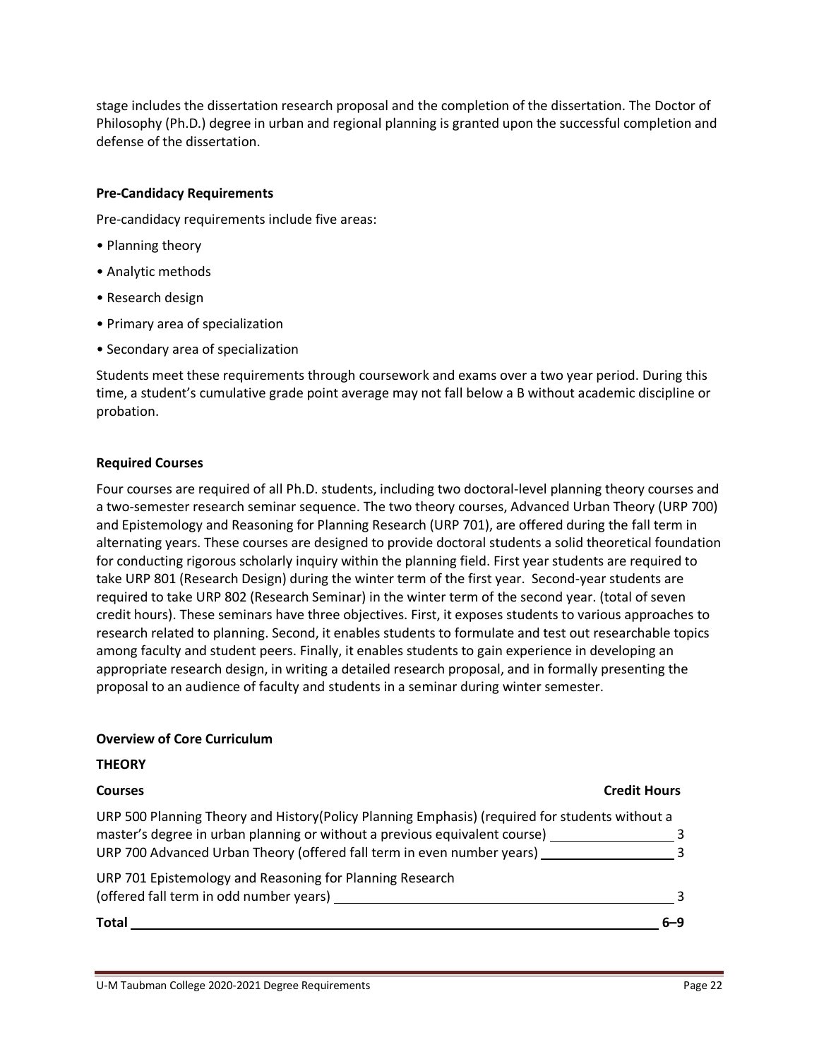stage includes the dissertation research proposal and the completion of the dissertation. The Doctor of Philosophy (Ph.D.) degree in urban and regional planning is granted upon the successful completion and defense of the dissertation.

**Pre-Candidacy Requirements**

Pre-candidacy requirements include five areas:

- Planning theory
- Analytic methods
- Research design
- Primary area of specialization
- Secondary area of specialization

Students meet these requirements through coursework and exams over a two year period. During this time, a student's cumulative grade point average may not fall below a B without academic discipline or probation.

**Required Courses**

Four courses are required of all Ph.D. students, including two doctoral-level planning theory courses and a two-semester research seminar sequence. The two theory courses, Advanced Urban Theory (URP 700) and Epistemology and Reasoning for Planning Research (URP 701), are offered during the fall term in alternating years. These courses are designed to provide doctoral students a solid theoretical foundation for conducting rigorous scholarly inquiry within the planning field. First year students are required to take URP 801 (Research Design) during the winter term of the first year. Second-year students are required to take URP 802 (Research Seminar) in the winter term of the second year. (total of seven credit hours). These seminars have three objectives. First, it exposes students to various approaches to research related to planning. Second, it enables students to formulate and test out researchable topics among faculty and student peers. Finally, it enables students to gain experience in developing an appropriate research design, in writing a detailed research proposal, and in formally presenting the proposal to an audience of faculty and students in a seminar during winter semester.

**Overview of Core Curriculum**

**THEORY**

| Courses | Credit Hours |
| --- | --- |
| URP 500 Planning Theory and History(Policy Planning Emphasis) (required for students without a master's degree in urban planning or without a previous equivalent course) | 3 |
| URP 700 Advanced Urban Theory (offered fall term in even number years) | 3 |
| URP 701 Epistemology and Reasoning for Planning Research (offered fall term in odd number years) | 3 |
| **Total** | **6–9** |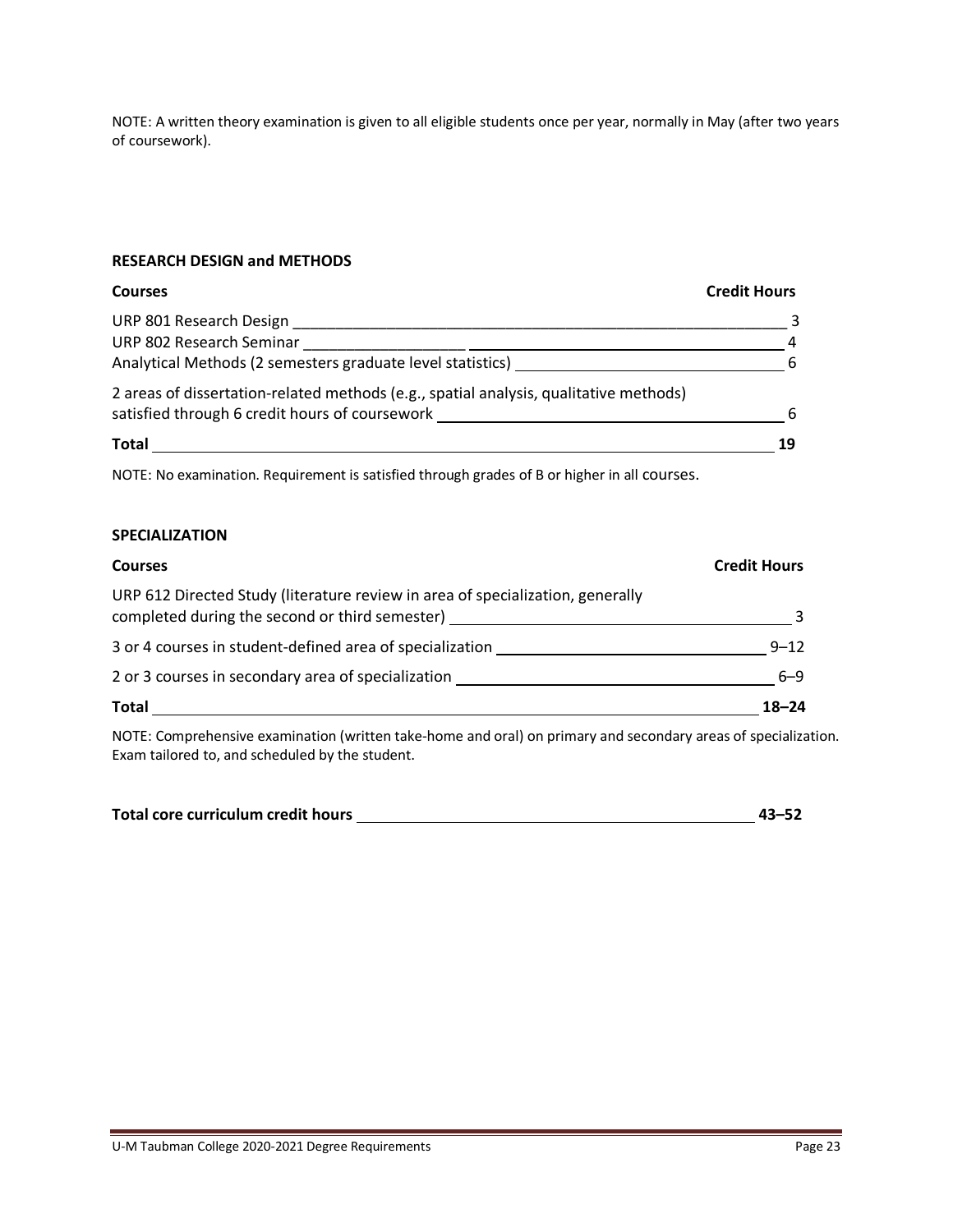NOTE: A written theory examination is given to all eligible students once per year, normally in May (after two years of coursework).

### RESEARCH DESIGN and METHODS

| Courses | Credit Hours |
| --- | --- |
| URP 801 Research Design | 3 |
| URP 802 Research Seminar | 4 |
| Analytical Methods (2 semesters graduate level statistics) | 6 |
| 2 areas of dissertation-related methods (e.g., spatial analysis, qualitative methods) satisfied through 6 credit hours of coursework | 6 |
| **Total** | **19** |

NOTE: No examination. Requirement is satisfied through grades of B or higher in all courses.

### SPECIALIZATION

| Courses | Credit Hours |
| --- | --- |
| URP 612 Directed Study (literature review in area of specialization, generally completed during the second or third semester) | 3 |
| 3 or 4 courses in student-defined area of specialization | 9–12 |
| 2 or 3 courses in secondary area of specialization | 6–9 |
| **Total** | **18–24** |

NOTE: Comprehensive examination (written take-home and oral) on primary and secondary areas of specialization. Exam tailored to, and scheduled by the student.

**Total core curriculum credit hours** **43–52**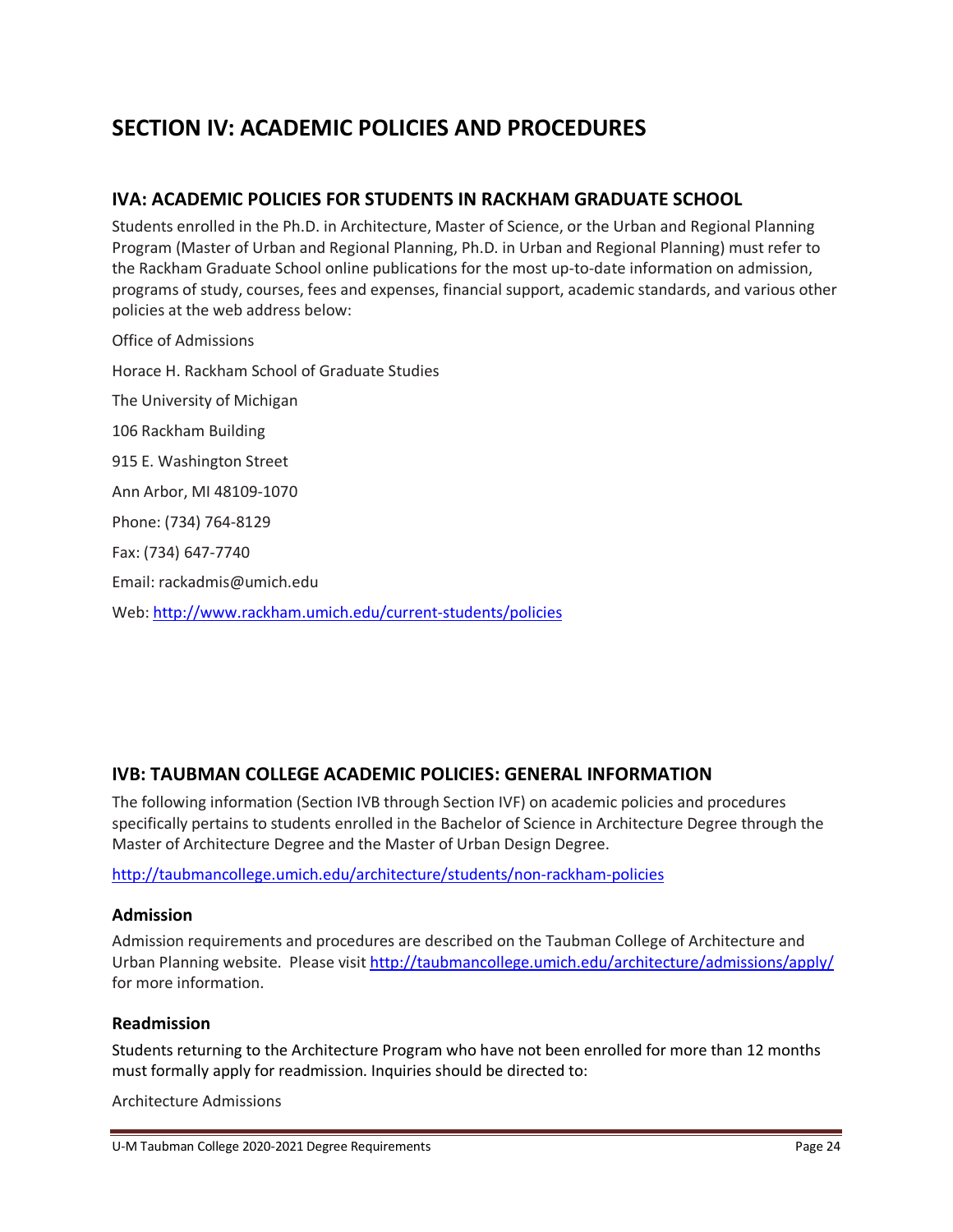# SECTION IV: ACADEMIC POLICIES AND PROCEDURES

## IVA: ACADEMIC POLICIES FOR STUDENTS IN RACKHAM GRADUATE SCHOOL

Students enrolled in the Ph.D. in Architecture, Master of Science, or the Urban and Regional Planning Program (Master of Urban and Regional Planning, Ph.D. in Urban and Regional Planning) must refer to the Rackham Graduate School online publications for the most up-to-date information on admission, programs of study, courses, fees and expenses, financial support, academic standards, and various other policies at the web address below:

Office of Admissions

Horace H. Rackham School of Graduate Studies

The University of Michigan

106 Rackham Building

915 E. Washington Street

Ann Arbor, MI 48109-1070

Phone: (734) 764-8129

Fax: (734) 647-7740

Email: rackadmis@umich.edu

Web: http://www.rackham.umich.edu/current-students/policies

## IVB: TAUBMAN COLLEGE ACADEMIC POLICIES: GENERAL INFORMATION

The following information (Section IVB through Section IVF) on academic policies and procedures specifically pertains to students enrolled in the Bachelor of Science in Architecture Degree through the Master of Architecture Degree and the Master of Urban Design Degree.

http://taubmancollege.umich.edu/architecture/students/non-rackham-policies

### Admission

Admission requirements and procedures are described on the Taubman College of Architecture and Urban Planning website. Please visit http://taubmancollege.umich.edu/architecture/admissions/apply/ for more information.

### Readmission

Students returning to the Architecture Program who have not been enrolled for more than 12 months must formally apply for readmission. Inquiries should be directed to:

Architecture Admissions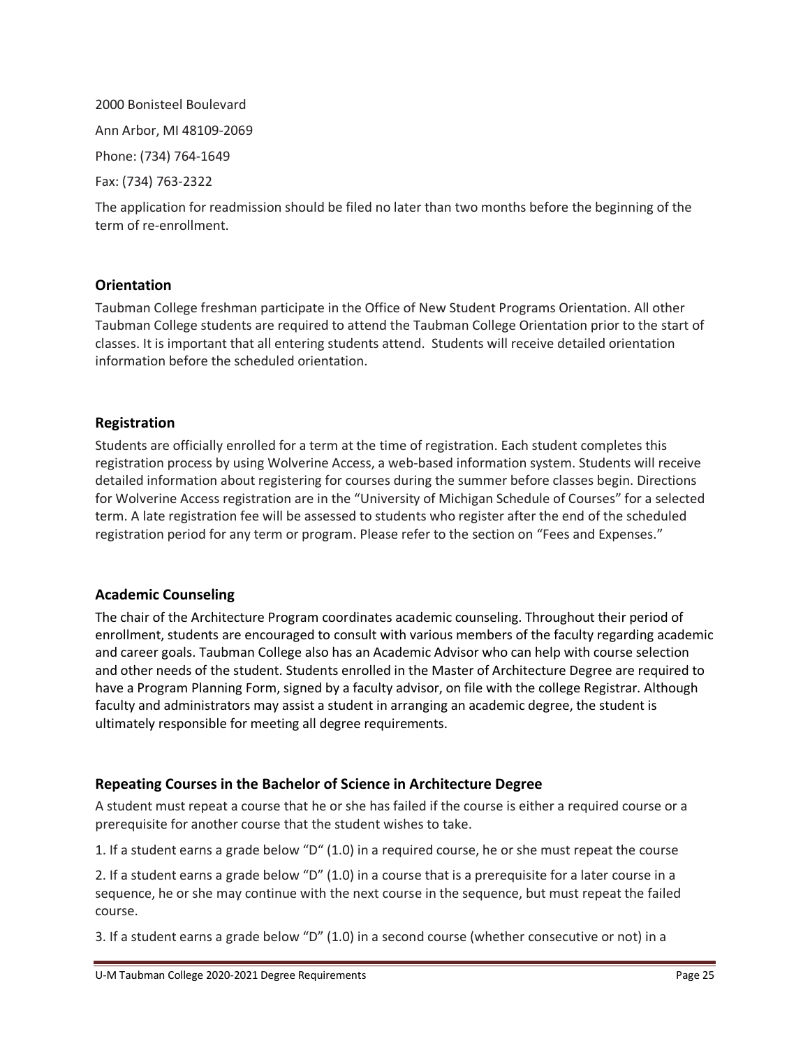2000 Bonisteel Boulevard

Ann Arbor, MI 48109-2069

Phone: (734) 764-1649

Fax: (734) 763-2322

The application for readmission should be filed no later than two months before the beginning of the term of re-enrollment.

### Orientation

Taubman College freshman participate in the Office of New Student Programs Orientation. All other Taubman College students are required to attend the Taubman College Orientation prior to the start of classes. It is important that all entering students attend. Students will receive detailed orientation information before the scheduled orientation.

### Registration

Students are officially enrolled for a term at the time of registration. Each student completes this registration process by using Wolverine Access, a web-based information system. Students will receive detailed information about registering for courses during the summer before classes begin. Directions for Wolverine Access registration are in the "University of Michigan Schedule of Courses" for a selected term. A late registration fee will be assessed to students who register after the end of the scheduled registration period for any term or program. Please refer to the section on "Fees and Expenses."

### Academic Counseling

The chair of the Architecture Program coordinates academic counseling. Throughout their period of enrollment, students are encouraged to consult with various members of the faculty regarding academic and career goals. Taubman College also has an Academic Advisor who can help with course selection and other needs of the student. Students enrolled in the Master of Architecture Degree are required to have a Program Planning Form, signed by a faculty advisor, on file with the college Registrar. Although faculty and administrators may assist a student in arranging an academic degree, the student is ultimately responsible for meeting all degree requirements.

### Repeating Courses in the Bachelor of Science in Architecture Degree

A student must repeat a course that he or she has failed if the course is either a required course or a prerequisite for another course that the student wishes to take.

1. If a student earns a grade below "D" (1.0) in a required course, he or she must repeat the course

2. If a student earns a grade below "D" (1.0) in a course that is a prerequisite for a later course in a sequence, he or she may continue with the next course in the sequence, but must repeat the failed course.

3. If a student earns a grade below "D" (1.0) in a second course (whether consecutive or not) in a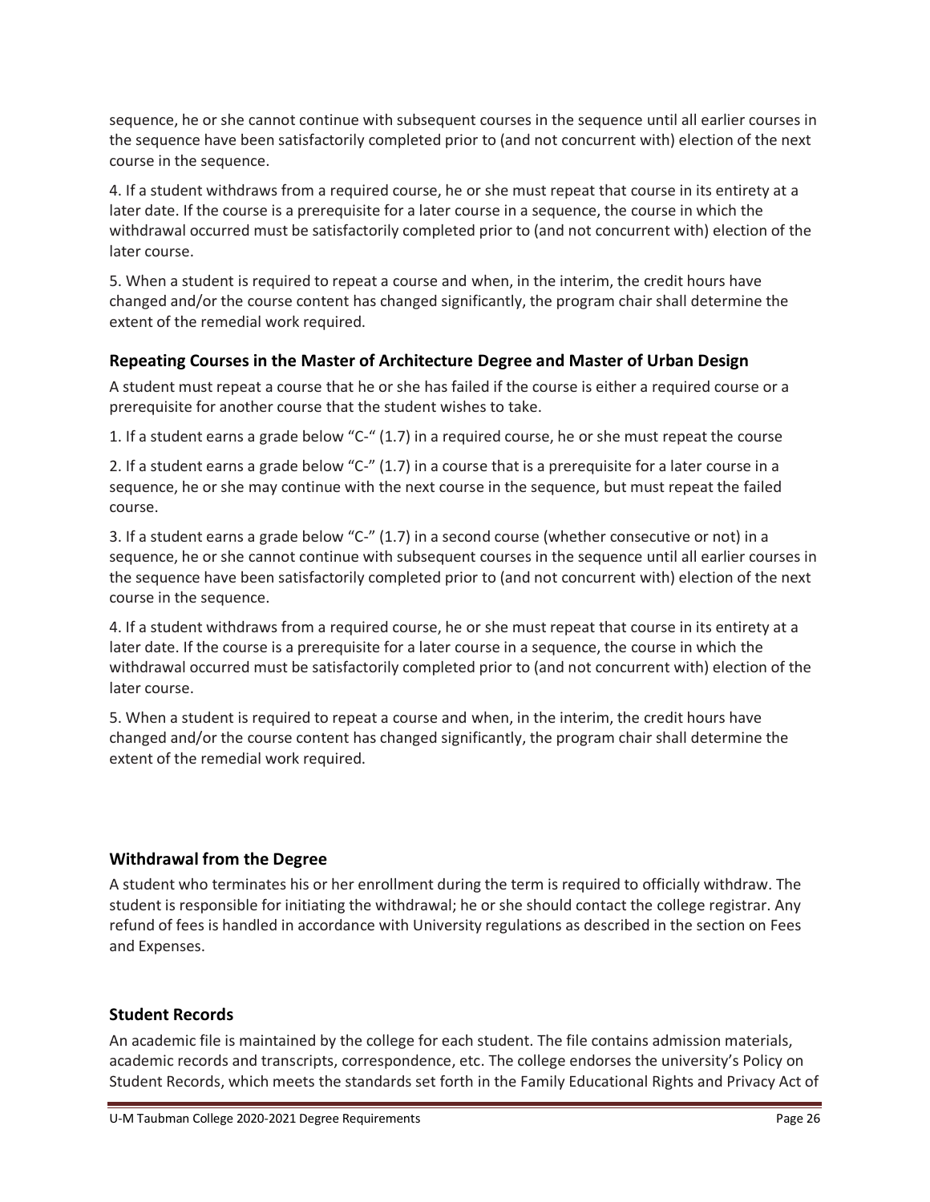sequence, he or she cannot continue with subsequent courses in the sequence until all earlier courses in the sequence have been satisfactorily completed prior to (and not concurrent with) election of the next course in the sequence.

4. If a student withdraws from a required course, he or she must repeat that course in its entirety at a later date. If the course is a prerequisite for a later course in a sequence, the course in which the withdrawal occurred must be satisfactorily completed prior to (and not concurrent with) election of the later course.

5. When a student is required to repeat a course and when, in the interim, the credit hours have changed and/or the course content has changed significantly, the program chair shall determine the extent of the remedial work required.

### Repeating Courses in the Master of Architecture Degree and Master of Urban Design

A student must repeat a course that he or she has failed if the course is either a required course or a prerequisite for another course that the student wishes to take.

1. If a student earns a grade below "C-" (1.7) in a required course, he or she must repeat the course

2. If a student earns a grade below "C-" (1.7) in a course that is a prerequisite for a later course in a sequence, he or she may continue with the next course in the sequence, but must repeat the failed course.

3. If a student earns a grade below "C-" (1.7) in a second course (whether consecutive or not) in a sequence, he or she cannot continue with subsequent courses in the sequence until all earlier courses in the sequence have been satisfactorily completed prior to (and not concurrent with) election of the next course in the sequence.

4. If a student withdraws from a required course, he or she must repeat that course in its entirety at a later date. If the course is a prerequisite for a later course in a sequence, the course in which the withdrawal occurred must be satisfactorily completed prior to (and not concurrent with) election of the later course.

5. When a student is required to repeat a course and when, in the interim, the credit hours have changed and/or the course content has changed significantly, the program chair shall determine the extent of the remedial work required.

### Withdrawal from the Degree

A student who terminates his or her enrollment during the term is required to officially withdraw. The student is responsible for initiating the withdrawal; he or she should contact the college registrar. Any refund of fees is handled in accordance with University regulations as described in the section on Fees and Expenses.

### Student Records

An academic file is maintained by the college for each student. The file contains admission materials, academic records and transcripts, correspondence, etc. The college endorses the university's Policy on Student Records, which meets the standards set forth in the Family Educational Rights and Privacy Act of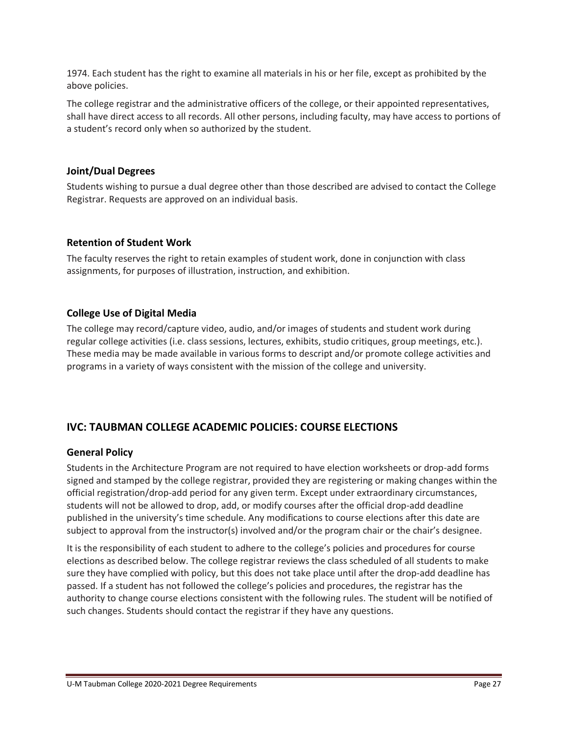1974. Each student has the right to examine all materials in his or her file, except as prohibited by the above policies.

The college registrar and the administrative officers of the college, or their appointed representatives, shall have direct access to all records. All other persons, including faculty, may have access to portions of a student's record only when so authorized by the student.

### Joint/Dual Degrees

Students wishing to pursue a dual degree other than those described are advised to contact the College Registrar. Requests are approved on an individual basis.

### Retention of Student Work

The faculty reserves the right to retain examples of student work, done in conjunction with class assignments, for purposes of illustration, instruction, and exhibition.

### College Use of Digital Media

The college may record/capture video, audio, and/or images of students and student work during regular college activities (i.e. class sessions, lectures, exhibits, studio critiques, group meetings, etc.). These media may be made available in various forms to descript and/or promote college activities and programs in a variety of ways consistent with the mission of the college and university.

## IVC: TAUBMAN COLLEGE ACADEMIC POLICIES: COURSE ELECTIONS

### General Policy

Students in the Architecture Program are not required to have election worksheets or drop-add forms signed and stamped by the college registrar, provided they are registering or making changes within the official registration/drop-add period for any given term. Except under extraordinary circumstances, students will not be allowed to drop, add, or modify courses after the official drop-add deadline published in the university's time schedule. Any modifications to course elections after this date are subject to approval from the instructor(s) involved and/or the program chair or the chair's designee.

It is the responsibility of each student to adhere to the college's policies and procedures for course elections as described below. The college registrar reviews the class scheduled of all students to make sure they have complied with policy, but this does not take place until after the drop-add deadline has passed. If a student has not followed the college's policies and procedures, the registrar has the authority to change course elections consistent with the following rules. The student will be notified of such changes. Students should contact the registrar if they have any questions.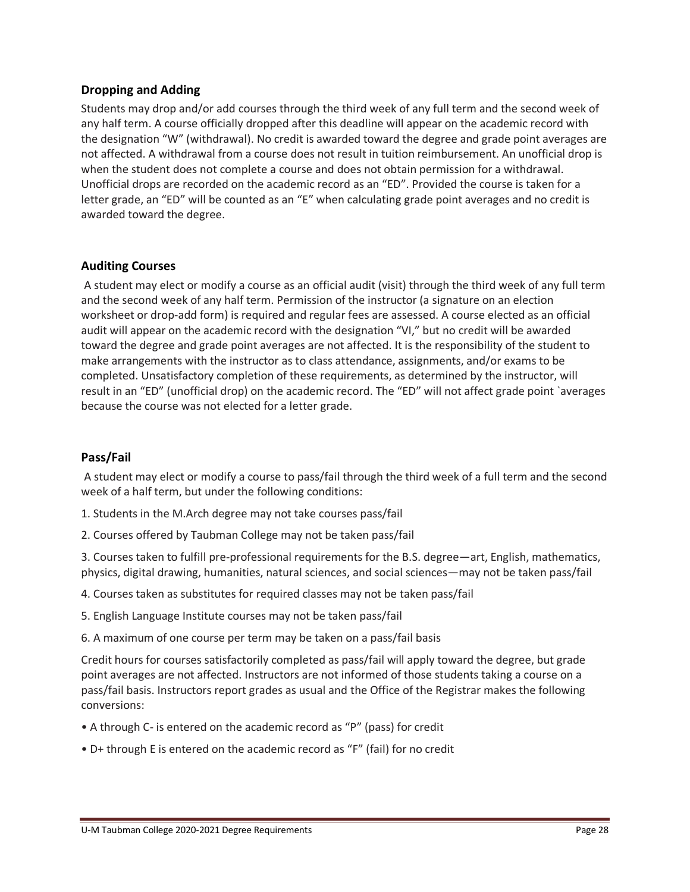## Dropping and Adding

Students may drop and/or add courses through the third week of any full term and the second week of any half term. A course officially dropped after this deadline will appear on the academic record with the designation "W" (withdrawal). No credit is awarded toward the degree and grade point averages are not affected. A withdrawal from a course does not result in tuition reimbursement. An unofficial drop is when the student does not complete a course and does not obtain permission for a withdrawal. Unofficial drops are recorded on the academic record as an "ED". Provided the course is taken for a letter grade, an "ED" will be counted as an "E" when calculating grade point averages and no credit is awarded toward the degree.

## Auditing Courses

A student may elect or modify a course as an official audit (visit) through the third week of any full term and the second week of any half term. Permission of the instructor (a signature on an election worksheet or drop-add form) is required and regular fees are assessed. A course elected as an official audit will appear on the academic record with the designation "VI," but no credit will be awarded toward the degree and grade point averages are not affected. It is the responsibility of the student to make arrangements with the instructor as to class attendance, assignments, and/or exams to be completed. Unsatisfactory completion of these requirements, as determined by the instructor, will result in an "ED" (unofficial drop) on the academic record. The "ED" will not affect grade point `averages because the course was not elected for a letter grade.

## Pass/Fail

A student may elect or modify a course to pass/fail through the third week of a full term and the second week of a half term, but under the following conditions:

1. Students in the M.Arch degree may not take courses pass/fail
2. Courses offered by Taubman College may not be taken pass/fail
3. Courses taken to fulfill pre-professional requirements for the B.S. degree—art, English, mathematics, physics, digital drawing, humanities, natural sciences, and social sciences—may not be taken pass/fail
4. Courses taken as substitutes for required classes may not be taken pass/fail
5. English Language Institute courses may not be taken pass/fail
6. A maximum of one course per term may be taken on a pass/fail basis

Credit hours for courses satisfactorily completed as pass/fail will apply toward the degree, but grade point averages are not affected. Instructors are not informed of those students taking a course on a pass/fail basis. Instructors report grades as usual and the Office of the Registrar makes the following conversions:

- A through C- is entered on the academic record as "P" (pass) for credit
- D+ through E is entered on the academic record as "F" (fail) for no credit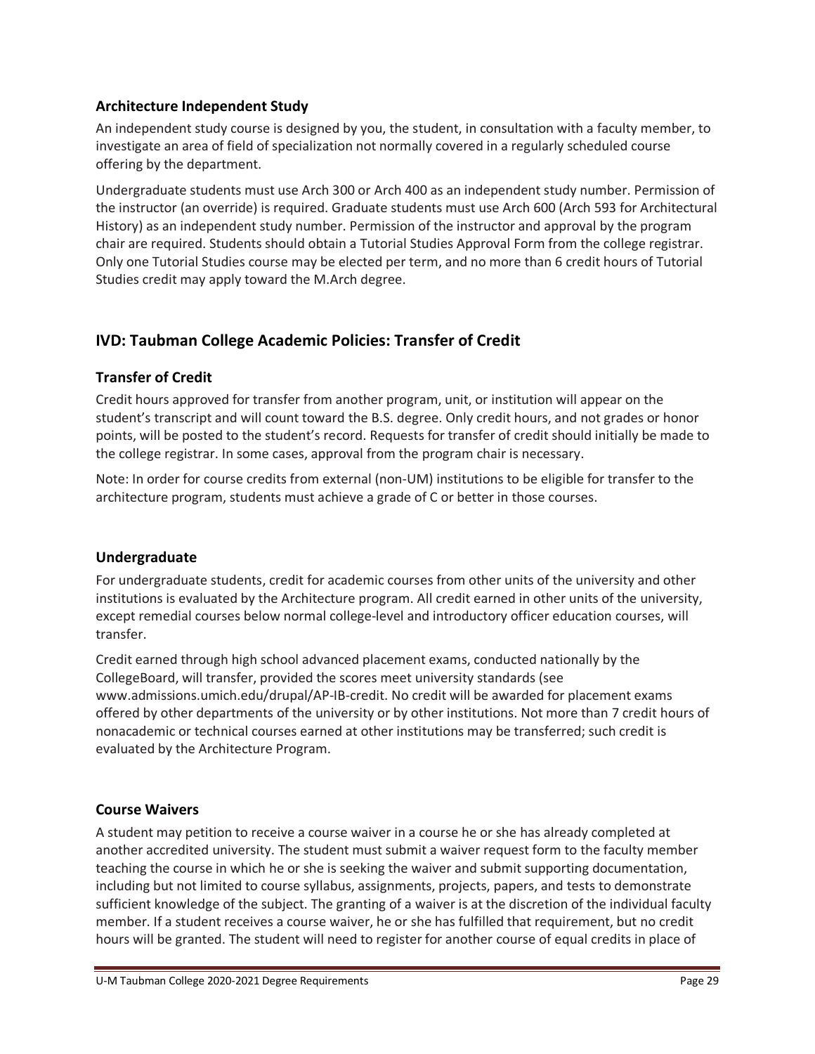### Architecture Independent Study

An independent study course is designed by you, the student, in consultation with a faculty member, to investigate an area of field of specialization not normally covered in a regularly scheduled course offering by the department.

Undergraduate students must use Arch 300 or Arch 400 as an independent study number. Permission of the instructor (an override) is required. Graduate students must use Arch 600 (Arch 593 for Architectural History) as an independent study number. Permission of the instructor and approval by the program chair are required. Students should obtain a Tutorial Studies Approval Form from the college registrar. Only one Tutorial Studies course may be elected per term, and no more than 6 credit hours of Tutorial Studies credit may apply toward the M.Arch degree.

## IVD: Taubman College Academic Policies: Transfer of Credit

### Transfer of Credit

Credit hours approved for transfer from another program, unit, or institution will appear on the student's transcript and will count toward the B.S. degree. Only credit hours, and not grades or honor points, will be posted to the student's record. Requests for transfer of credit should initially be made to the college registrar. In some cases, approval from the program chair is necessary.

Note: In order for course credits from external (non-UM) institutions to be eligible for transfer to the architecture program, students must achieve a grade of C or better in those courses.

### Undergraduate

For undergraduate students, credit for academic courses from other units of the university and other institutions is evaluated by the Architecture program. All credit earned in other units of the university, except remedial courses below normal college-level and introductory officer education courses, will transfer.

Credit earned through high school advanced placement exams, conducted nationally by the CollegeBoard, will transfer, provided the scores meet university standards (see www.admissions.umich.edu/drupal/AP-IB-credit. No credit will be awarded for placement exams offered by other departments of the university or by other institutions. Not more than 7 credit hours of nonacademic or technical courses earned at other institutions may be transferred; such credit is evaluated by the Architecture Program.

### Course Waivers

A student may petition to receive a course waiver in a course he or she has already completed at another accredited university. The student must submit a waiver request form to the faculty member teaching the course in which he or she is seeking the waiver and submit supporting documentation, including but not limited to course syllabus, assignments, projects, papers, and tests to demonstrate sufficient knowledge of the subject. The granting of a waiver is at the discretion of the individual faculty member. If a student receives a course waiver, he or she has fulfilled that requirement, but no credit hours will be granted. The student will need to register for another course of equal credits in place of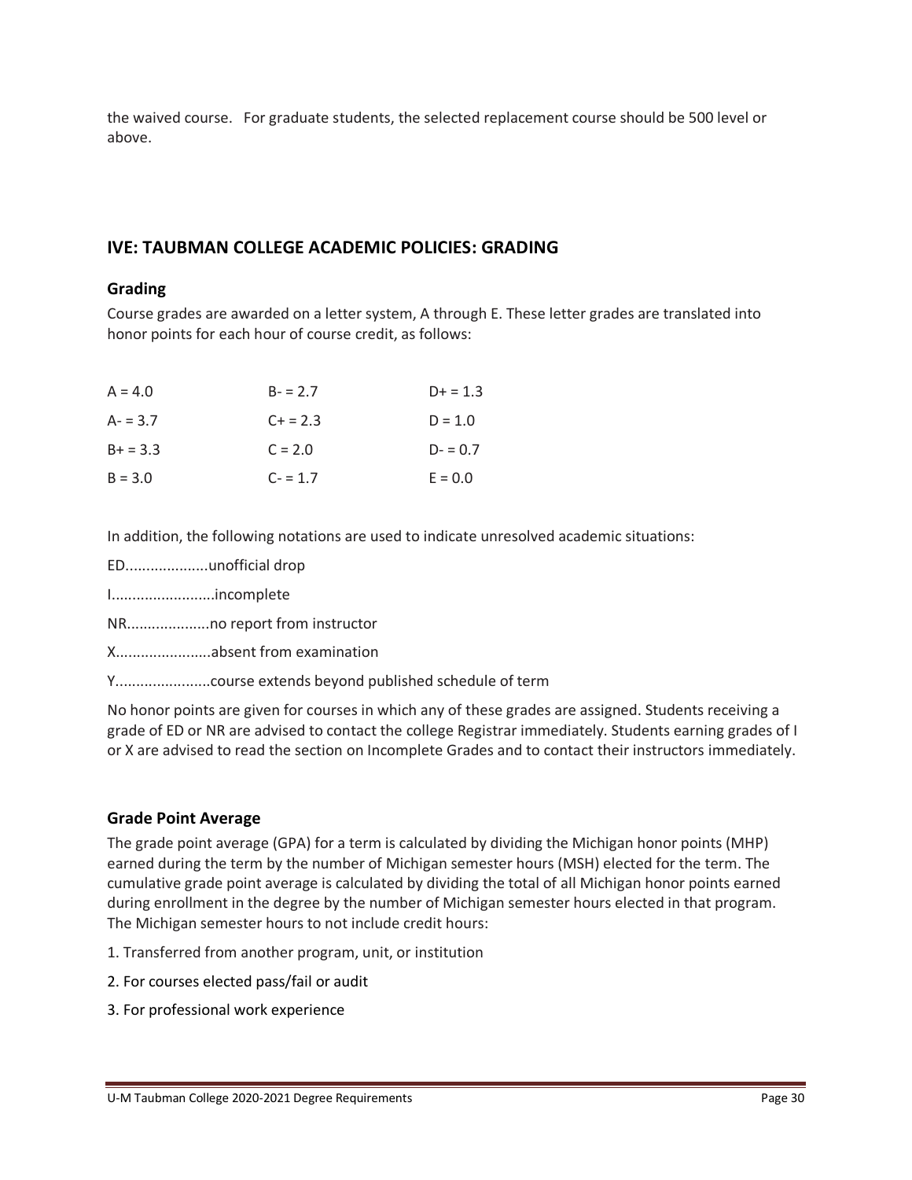the waived course. For graduate students, the selected replacement course should be 500 level or above.

## IVE: TAUBMAN COLLEGE ACADEMIC POLICIES: GRADING

### Grading

Course grades are awarded on a letter system, A through E. These letter grades are translated into honor points for each hour of course credit, as follows:

| | | |
|---|---|---|
| A = 4.0 | B- = 2.7 | D+ = 1.3 |
| A- = 3.7 | C+ = 2.3 | D = 1.0 |
| B+ = 3.3 | C = 2.0 | D- = 0.7 |
| B = 3.0 | C- = 1.7 | E = 0.0 |

In addition, the following notations are used to indicate unresolved academic situations:

ED....................unofficial drop

I.........................incomplete

NR....................no report from instructor

X.......................absent from examination

Y.......................course extends beyond published schedule of term

No honor points are given for courses in which any of these grades are assigned. Students receiving a grade of ED or NR are advised to contact the college Registrar immediately. Students earning grades of I or X are advised to read the section on Incomplete Grades and to contact their instructors immediately.

### Grade Point Average

The grade point average (GPA) for a term is calculated by dividing the Michigan honor points (MHP) earned during the term by the number of Michigan semester hours (MSH) elected for the term. The cumulative grade point average is calculated by dividing the total of all Michigan honor points earned during enrollment in the degree by the number of Michigan semester hours elected in that program. The Michigan semester hours to not include credit hours:

1. Transferred from another program, unit, or institution
2. For courses elected pass/fail or audit
3. For professional work experience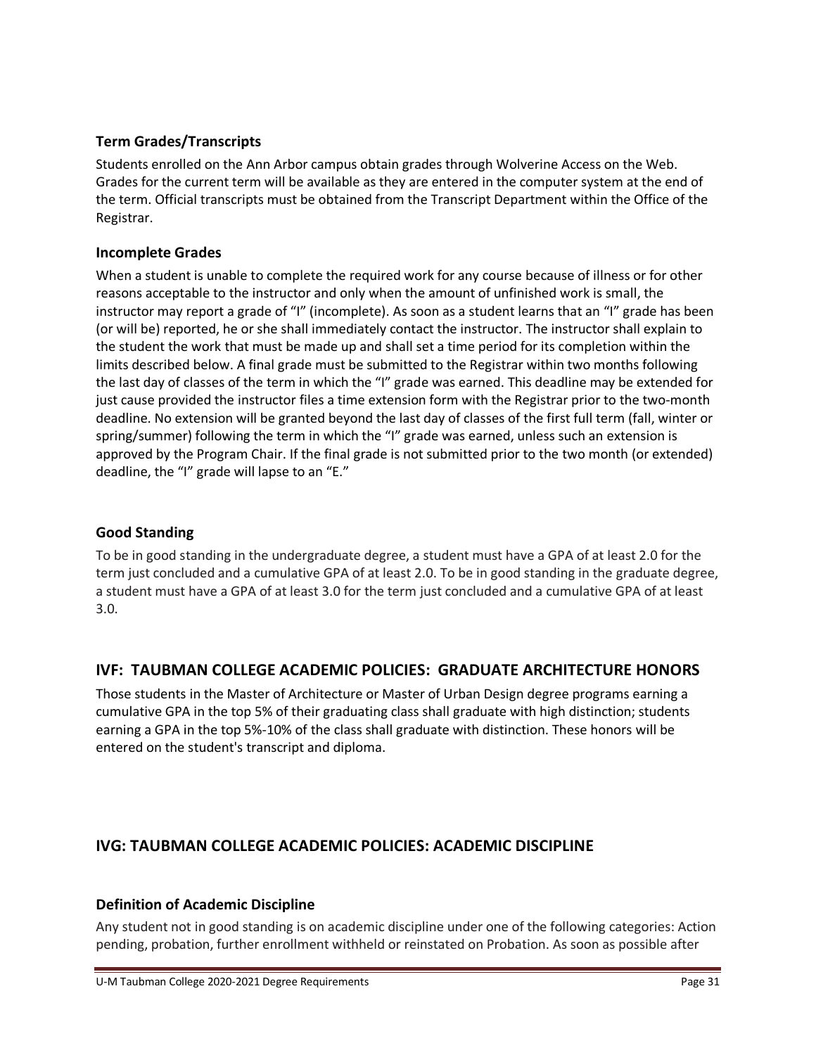### Term Grades/Transcripts

Students enrolled on the Ann Arbor campus obtain grades through Wolverine Access on the Web. Grades for the current term will be available as they are entered in the computer system at the end of the term. Official transcripts must be obtained from the Transcript Department within the Office of the Registrar.

### Incomplete Grades

When a student is unable to complete the required work for any course because of illness or for other reasons acceptable to the instructor and only when the amount of unfinished work is small, the instructor may report a grade of "I" (incomplete). As soon as a student learns that an "I" grade has been (or will be) reported, he or she shall immediately contact the instructor. The instructor shall explain to the student the work that must be made up and shall set a time period for its completion within the limits described below. A final grade must be submitted to the Registrar within two months following the last day of classes of the term in which the "I" grade was earned. This deadline may be extended for just cause provided the instructor files a time extension form with the Registrar prior to the two-month deadline. No extension will be granted beyond the last day of classes of the first full term (fall, winter or spring/summer) following the term in which the "I" grade was earned, unless such an extension is approved by the Program Chair. If the final grade is not submitted prior to the two month (or extended) deadline, the "I" grade will lapse to an "E."

### Good Standing

To be in good standing in the undergraduate degree, a student must have a GPA of at least 2.0 for the term just concluded and a cumulative GPA of at least 2.0. To be in good standing in the graduate degree, a student must have a GPA of at least 3.0 for the term just concluded and a cumulative GPA of at least 3.0.

## IVF: TAUBMAN COLLEGE ACADEMIC POLICIES: GRADUATE ARCHITECTURE HONORS

Those students in the Master of Architecture or Master of Urban Design degree programs earning a cumulative GPA in the top 5% of their graduating class shall graduate with high distinction; students earning a GPA in the top 5%-10% of the class shall graduate with distinction. These honors will be entered on the student's transcript and diploma.

## IVG: TAUBMAN COLLEGE ACADEMIC POLICIES: ACADEMIC DISCIPLINE

### Definition of Academic Discipline

Any student not in good standing is on academic discipline under one of the following categories: Action pending, probation, further enrollment withheld or reinstated on Probation. As soon as possible after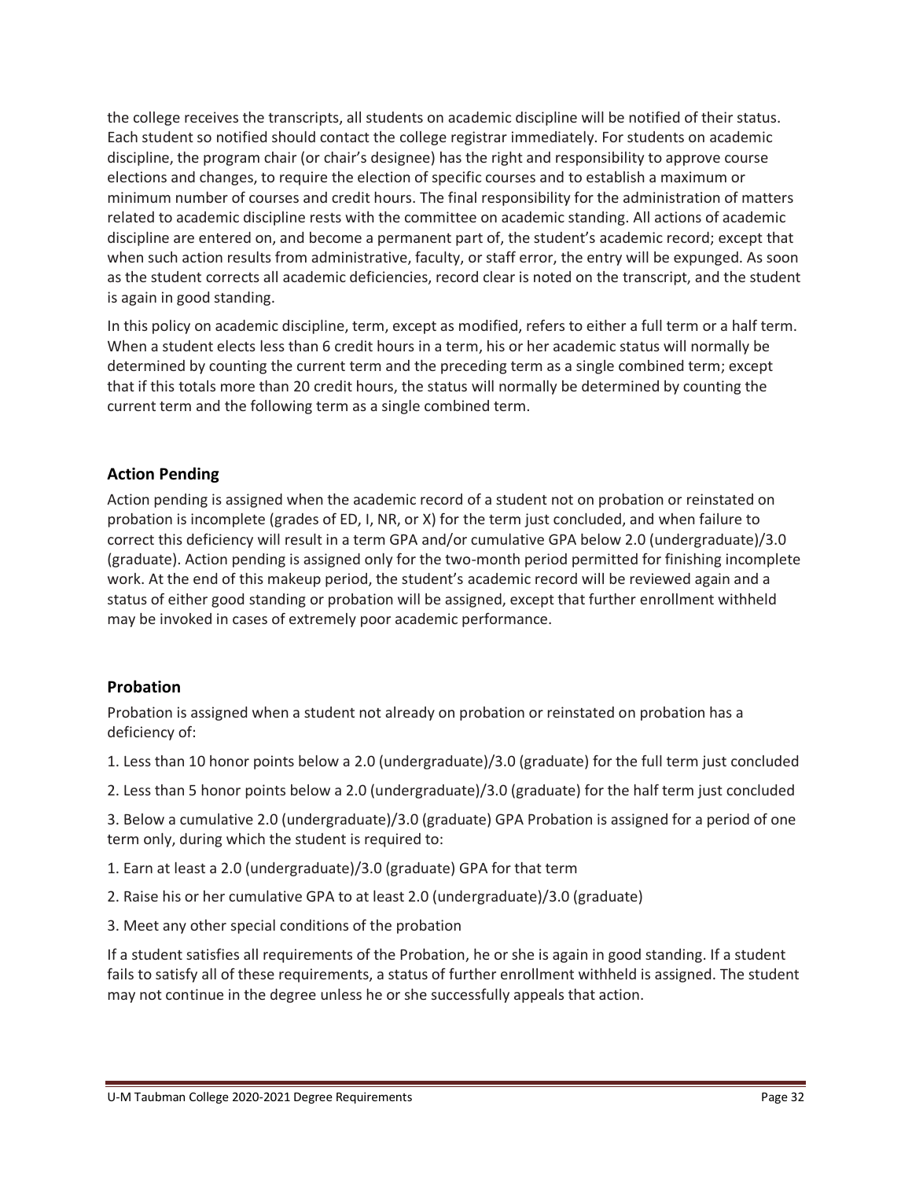the college receives the transcripts, all students on academic discipline will be notified of their status. Each student so notified should contact the college registrar immediately. For students on academic discipline, the program chair (or chair's designee) has the right and responsibility to approve course elections and changes, to require the election of specific courses and to establish a maximum or minimum number of courses and credit hours. The final responsibility for the administration of matters related to academic discipline rests with the committee on academic standing. All actions of academic discipline are entered on, and become a permanent part of, the student's academic record; except that when such action results from administrative, faculty, or staff error, the entry will be expunged. As soon as the student corrects all academic deficiencies, record clear is noted on the transcript, and the student is again in good standing.

In this policy on academic discipline, term, except as modified, refers to either a full term or a half term. When a student elects less than 6 credit hours in a term, his or her academic status will normally be determined by counting the current term and the preceding term as a single combined term; except that if this totals more than 20 credit hours, the status will normally be determined by counting the current term and the following term as a single combined term.

## Action Pending

Action pending is assigned when the academic record of a student not on probation or reinstated on probation is incomplete (grades of ED, I, NR, or X) for the term just concluded, and when failure to correct this deficiency will result in a term GPA and/or cumulative GPA below 2.0 (undergraduate)/3.0 (graduate). Action pending is assigned only for the two-month period permitted for finishing incomplete work. At the end of this makeup period, the student's academic record will be reviewed again and a status of either good standing or probation will be assigned, except that further enrollment withheld may be invoked in cases of extremely poor academic performance.

## Probation

Probation is assigned when a student not already on probation or reinstated on probation has a deficiency of:

1. Less than 10 honor points below a 2.0 (undergraduate)/3.0 (graduate) for the full term just concluded

2. Less than 5 honor points below a 2.0 (undergraduate)/3.0 (graduate) for the half term just concluded

3. Below a cumulative 2.0 (undergraduate)/3.0 (graduate) GPA Probation is assigned for a period of one term only, during which the student is required to:

1. Earn at least a 2.0 (undergraduate)/3.0 (graduate) GPA for that term

2. Raise his or her cumulative GPA to at least 2.0 (undergraduate)/3.0 (graduate)

3. Meet any other special conditions of the probation

If a student satisfies all requirements of the Probation, he or she is again in good standing. If a student fails to satisfy all of these requirements, a status of further enrollment withheld is assigned. The student may not continue in the degree unless he or she successfully appeals that action.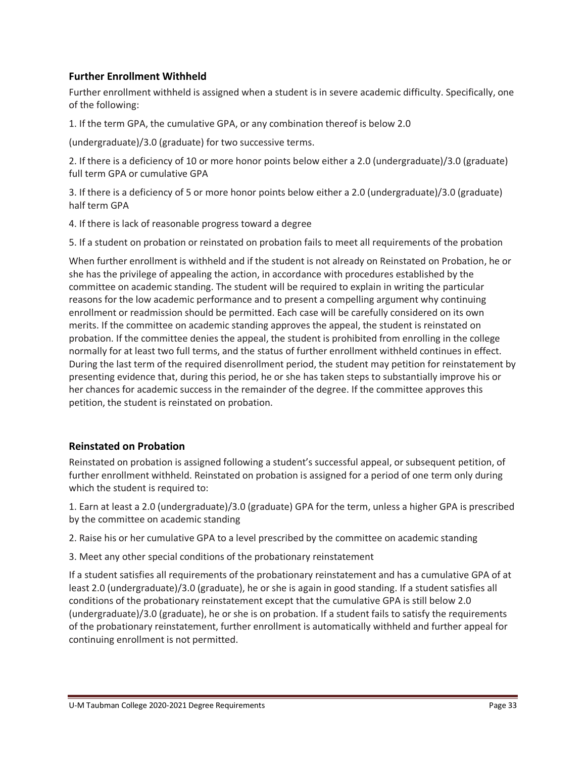### Further Enrollment Withheld

Further enrollment withheld is assigned when a student is in severe academic difficulty. Specifically, one of the following:

1. If the term GPA, the cumulative GPA, or any combination thereof is below 2.0 (undergraduate)/3.0 (graduate) for two successive terms.
2. If there is a deficiency of 10 or more honor points below either a 2.0 (undergraduate)/3.0 (graduate) full term GPA or cumulative GPA
3. If there is a deficiency of 5 or more honor points below either a 2.0 (undergraduate)/3.0 (graduate) half term GPA
4. If there is lack of reasonable progress toward a degree
5. If a student on probation or reinstated on probation fails to meet all requirements of the probation

When further enrollment is withheld and if the student is not already on Reinstated on Probation, he or she has the privilege of appealing the action, in accordance with procedures established by the committee on academic standing. The student will be required to explain in writing the particular reasons for the low academic performance and to present a compelling argument why continuing enrollment or readmission should be permitted. Each case will be carefully considered on its own merits. If the committee on academic standing approves the appeal, the student is reinstated on probation. If the committee denies the appeal, the student is prohibited from enrolling in the college normally for at least two full terms, and the status of further enrollment withheld continues in effect. During the last term of the required disenrollment period, the student may petition for reinstatement by presenting evidence that, during this period, he or she has taken steps to substantially improve his or her chances for academic success in the remainder of the degree. If the committee approves this petition, the student is reinstated on probation.

### Reinstated on Probation

Reinstated on probation is assigned following a student's successful appeal, or subsequent petition, of further enrollment withheld. Reinstated on probation is assigned for a period of one term only during which the student is required to:

1. Earn at least a 2.0 (undergraduate)/3.0 (graduate) GPA for the term, unless a higher GPA is prescribed by the committee on academic standing
2. Raise his or her cumulative GPA to a level prescribed by the committee on academic standing
3. Meet any other special conditions of the probationary reinstatement

If a student satisfies all requirements of the probationary reinstatement and has a cumulative GPA of at least 2.0 (undergraduate)/3.0 (graduate), he or she is again in good standing. If a student satisfies all conditions of the probationary reinstatement except that the cumulative GPA is still below 2.0 (undergraduate)/3.0 (graduate), he or she is on probation. If a student fails to satisfy the requirements of the probationary reinstatement, further enrollment is automatically withheld and further appeal for continuing enrollment is not permitted.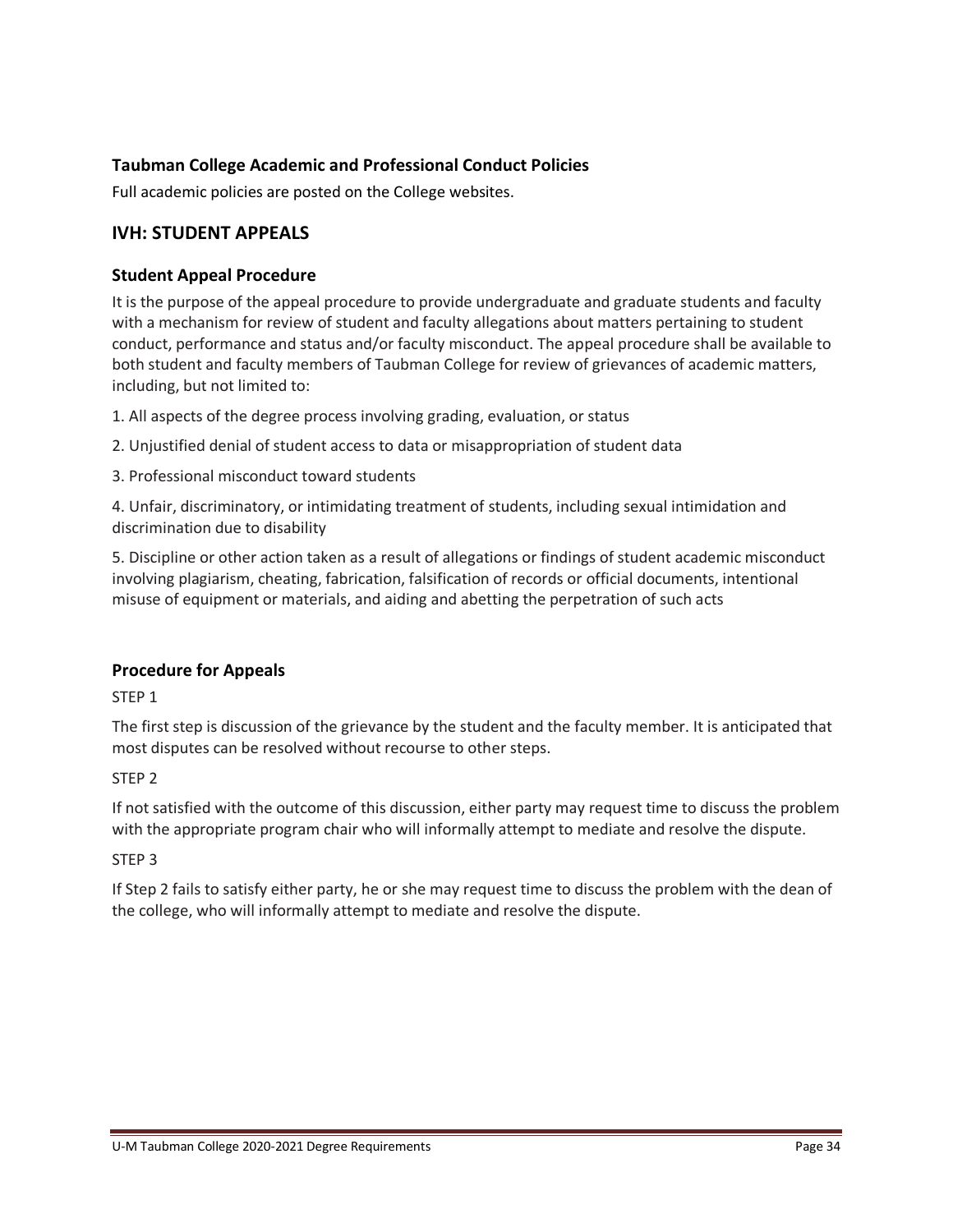### Taubman College Academic and Professional Conduct Policies

Full academic policies are posted on the College websites.

## IVH: STUDENT APPEALS

### Student Appeal Procedure

It is the purpose of the appeal procedure to provide undergraduate and graduate students and faculty with a mechanism for review of student and faculty allegations about matters pertaining to student conduct, performance and status and/or faculty misconduct. The appeal procedure shall be available to both student and faculty members of Taubman College for review of grievances of academic matters, including, but not limited to:

1. All aspects of the degree process involving grading, evaluation, or status

2. Unjustified denial of student access to data or misappropriation of student data

3. Professional misconduct toward students

4. Unfair, discriminatory, or intimidating treatment of students, including sexual intimidation and discrimination due to disability

5. Discipline or other action taken as a result of allegations or findings of student academic misconduct involving plagiarism, cheating, fabrication, falsification of records or official documents, intentional misuse of equipment or materials, and aiding and abetting the perpetration of such acts

### Procedure for Appeals

STEP 1

The first step is discussion of the grievance by the student and the faculty member. It is anticipated that most disputes can be resolved without recourse to other steps.

STEP 2

If not satisfied with the outcome of this discussion, either party may request time to discuss the problem with the appropriate program chair who will informally attempt to mediate and resolve the dispute.

STEP 3

If Step 2 fails to satisfy either party, he or she may request time to discuss the problem with the dean of the college, who will informally attempt to mediate and resolve the dispute.